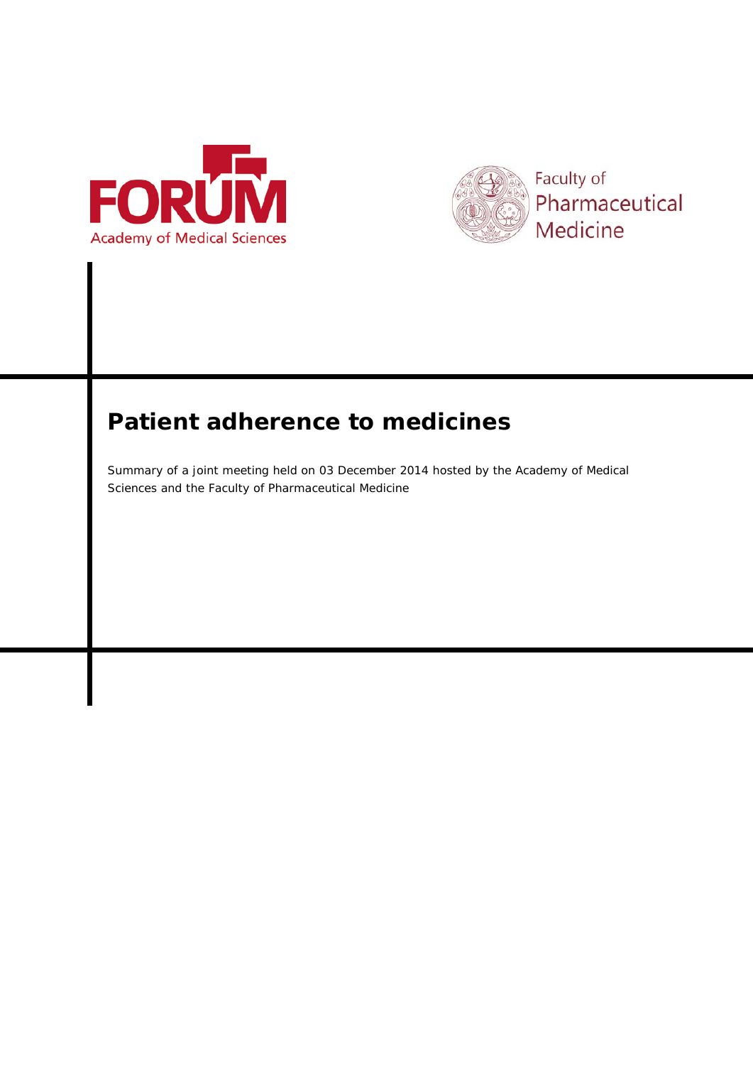FORUM

Academy of Medical Sciences

Faculty of Pharmaceutical Medicine

# Patient adherence to medicines

Summary of a joint meeting held on 03 December 2014 hosted by the Academy of Medical Sciences and the Faculty of Pharmaceutical Medicine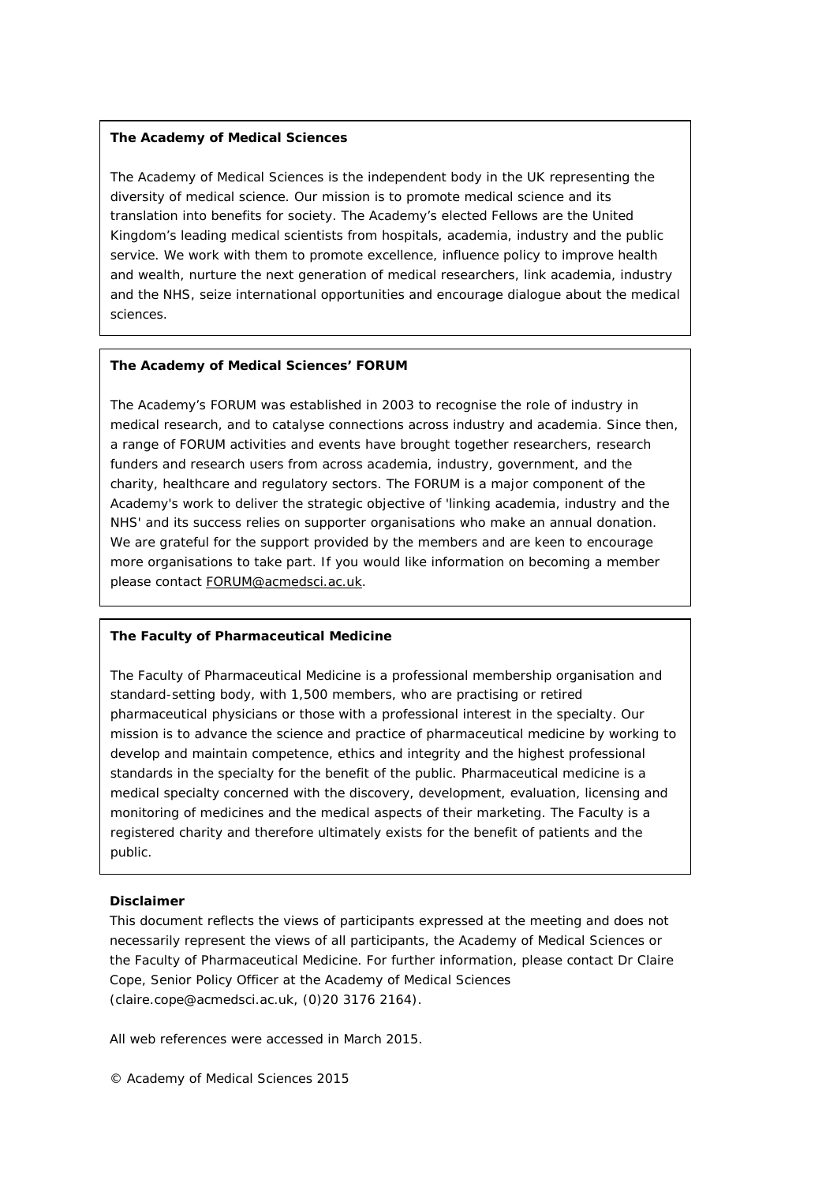**The Academy of Medical Sciences**

The Academy of Medical Sciences is the independent body in the UK representing the diversity of medical science. Our mission is to promote medical science and its translation into benefits for society. The Academy's elected Fellows are the United Kingdom's leading medical scientists from hospitals, academia, industry and the public service. We work with them to promote excellence, influence policy to improve health and wealth, nurture the next generation of medical researchers, link academia, industry and the NHS, seize international opportunities and encourage dialogue about the medical sciences.

**The Academy of Medical Sciences' FORUM**

The Academy's FORUM was established in 2003 to recognise the role of industry in medical research, and to catalyse connections across industry and academia. Since then, a range of FORUM activities and events have brought together researchers, research funders and research users from across academia, industry, government, and the charity, healthcare and regulatory sectors. The FORUM is a major component of the Academy's work to deliver the strategic objective of 'linking academia, industry and the NHS' and its success relies on supporter organisations who make an annual donation. We are grateful for the support provided by the members and are keen to encourage more organisations to take part. If you would like information on becoming a member please contact FORUM@acmedsci.ac.uk.

**The Faculty of Pharmaceutical Medicine**

The Faculty of Pharmaceutical Medicine is a professional membership organisation and standard-setting body, with 1,500 members, who are practising or retired pharmaceutical physicians or those with a professional interest in the specialty. Our mission is to advance the science and practice of pharmaceutical medicine by working to develop and maintain competence, ethics and integrity and the highest professional standards in the specialty for the benefit of the public. Pharmaceutical medicine is a medical specialty concerned with the discovery, development, evaluation, licensing and monitoring of medicines and the medical aspects of their marketing. The Faculty is a registered charity and therefore ultimately exists for the benefit of patients and the public.

**Disclaimer**

This document reflects the views of participants expressed at the meeting and does not necessarily represent the views of all participants, the Academy of Medical Sciences or the Faculty of Pharmaceutical Medicine. For further information, please contact Dr Claire Cope, Senior Policy Officer at the Academy of Medical Sciences (claire.cope@acmedsci.ac.uk, (0)20 3176 2164).

All web references were accessed in March 2015.

© Academy of Medical Sciences 2015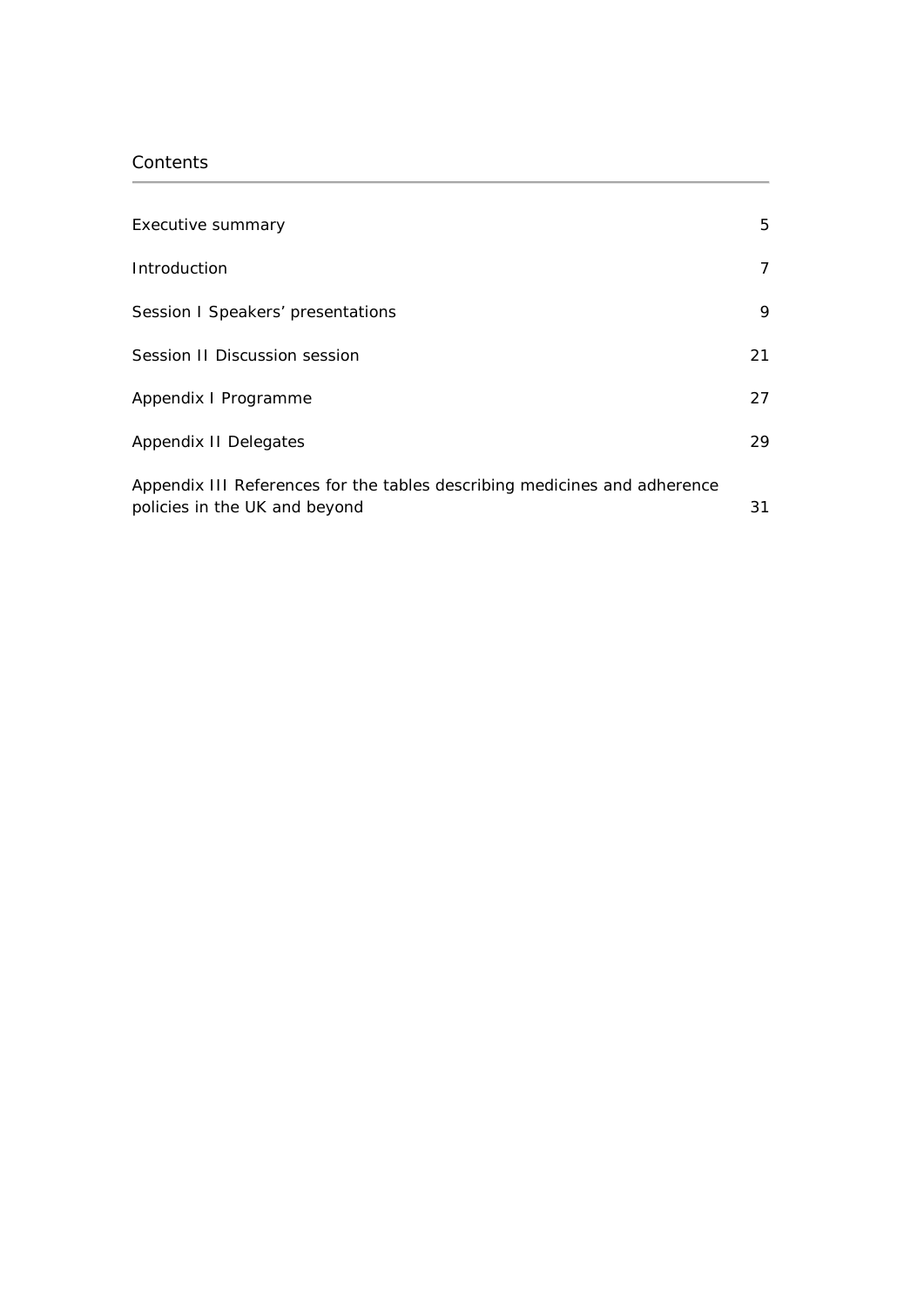## Contents

| | |
|---|---|
| Executive summary | 5 |
| Introduction | 7 |
| Session I Speakers' presentations | 9 |
| Session II Discussion session | 21 |
| Appendix I Programme | 27 |
| Appendix II Delegates | 29 |
| Appendix III References for the tables describing medicines and adherence policies in the UK and beyond | 31 |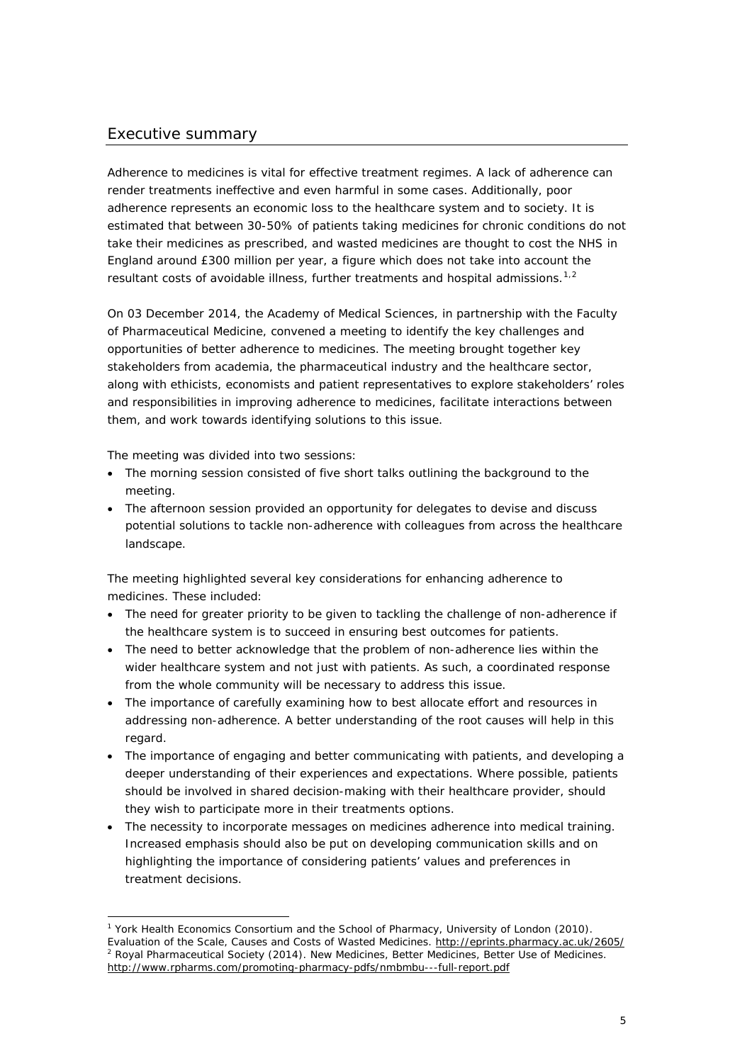## Executive summary

Adherence to medicines is vital for effective treatment regimes. A lack of adherence can render treatments ineffective and even harmful in some cases. Additionally, poor adherence represents an economic loss to the healthcare system and to society. It is estimated that between 30-50% of patients taking medicines for chronic conditions do not take their medicines as prescribed, and wasted medicines are thought to cost the NHS in England around £300 million per year, a figure which does not take into account the resultant costs of avoidable illness, further treatments and hospital admissions.[1,2]

On 03 December 2014, the Academy of Medical Sciences, in partnership with the Faculty of Pharmaceutical Medicine, convened a meeting to identify the key challenges and opportunities of better adherence to medicines. The meeting brought together key stakeholders from academia, the pharmaceutical industry and the healthcare sector, along with ethicists, economists and patient representatives to explore stakeholders' roles and responsibilities in improving adherence to medicines, facilitate interactions between them, and work towards identifying solutions to this issue.

The meeting was divided into two sessions:

- The morning session consisted of five short talks outlining the background to the meeting.
- The afternoon session provided an opportunity for delegates to devise and discuss potential solutions to tackle non-adherence with colleagues from across the healthcare landscape.

The meeting highlighted several key considerations for enhancing adherence to medicines. These included:

- The need for greater priority to be given to tackling the challenge of non-adherence if the healthcare system is to succeed in ensuring best outcomes for patients.
- The need to better acknowledge that the problem of non-adherence lies within the wider healthcare system and not just with patients. As such, a coordinated response from the whole community will be necessary to address this issue.
- The importance of carefully examining how to best allocate effort and resources in addressing non-adherence. A better understanding of the root causes will help in this regard.
- The importance of engaging and better communicating with patients, and developing a deeper understanding of their experiences and expectations. Where possible, patients should be involved in shared decision-making with their healthcare provider, should they wish to participate more in their treatments options.
- The necessity to incorporate messages on medicines adherence into medical training. Increased emphasis should also be put on developing communication skills and on highlighting the importance of considering patients' values and preferences in treatment decisions.

---

[1] York Health Economics Consortium and the School of Pharmacy, University of London (2010). *Evaluation of the Scale, Causes and Costs of Wasted Medicines.* http://eprints.pharmacy.ac.uk/2605/

[2] Royal Pharmaceutical Society (2014). *New Medicines, Better Medicines, Better Use of Medicines.* http://www.rpharms.com/promoting-pharmacy-pdfs/nmbmbu---full-report.pdf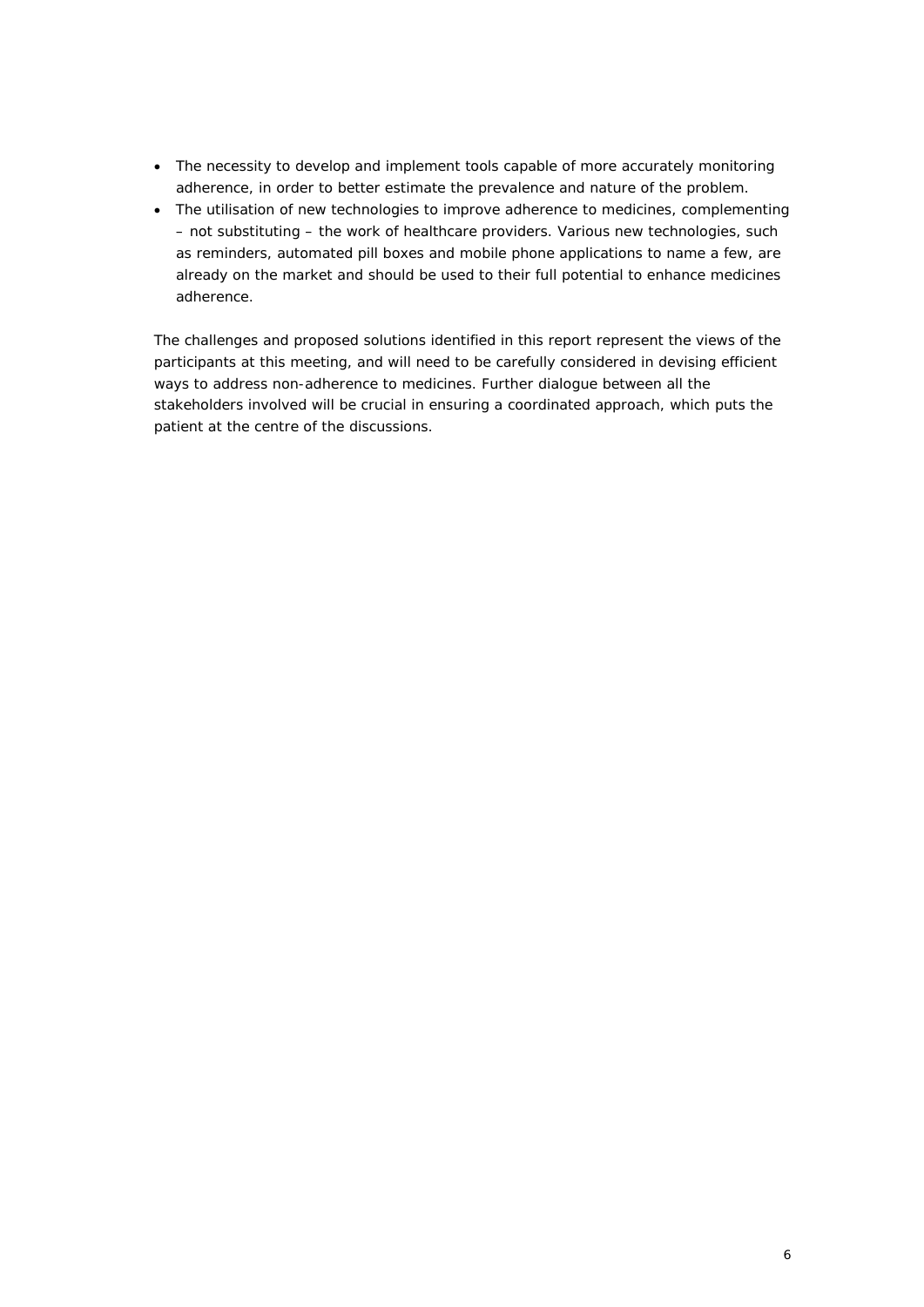- The necessity to develop and implement tools capable of more accurately monitoring adherence, in order to better estimate the prevalence and nature of the problem.
- The utilisation of new technologies to improve adherence to medicines, complementing – not substituting – the work of healthcare providers. Various new technologies, such as reminders, automated pill boxes and mobile phone applications to name a few, are already on the market and should be used to their full potential to enhance medicines adherence.

The challenges and proposed solutions identified in this report represent the views of the participants at this meeting, and will need to be carefully considered in devising efficient ways to address non-adherence to medicines. Further dialogue between all the stakeholders involved will be crucial in ensuring a coordinated approach, which puts the patient at the centre of the discussions.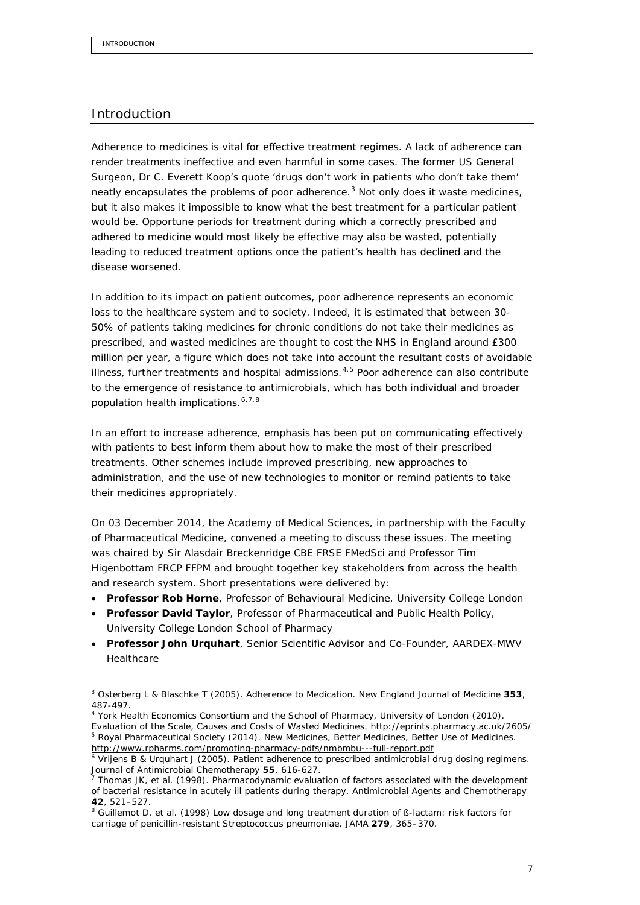## Introduction

Adherence to medicines is vital for effective treatment regimes. A lack of adherence can render treatments ineffective and even harmful in some cases. The former US General Surgeon, Dr C. Everett Koop's quote 'drugs don't work in patients who don't take them' neatly encapsulates the problems of poor adherence.[3] Not only does it waste medicines, but it also makes it impossible to know what the best treatment for a particular patient would be. Opportune periods for treatment during which a correctly prescribed and adhered to medicine would most likely be effective may also be wasted, potentially leading to reduced treatment options once the patient's health has declined and the disease worsened.

In addition to its impact on patient outcomes, poor adherence represents an economic loss to the healthcare system and to society. Indeed, it is estimated that between 30-50% of patients taking medicines for chronic conditions do not take their medicines as prescribed, and wasted medicines are thought to cost the NHS in England around £300 million per year, a figure which does not take into account the resultant costs of avoidable illness, further treatments and hospital admissions.[4,5] Poor adherence can also contribute to the emergence of resistance to antimicrobials, which has both individual and broader population health implications.[6,7,8]

In an effort to increase adherence, emphasis has been put on communicating effectively with patients to best inform them about how to make the most of their prescribed treatments. Other schemes include improved prescribing, new approaches to administration, and the use of new technologies to monitor or remind patients to take their medicines appropriately.

On 03 December 2014, the Academy of Medical Sciences, in partnership with the Faculty of Pharmaceutical Medicine, convened a meeting to discuss these issues. The meeting was chaired by Sir Alasdair Breckenridge CBE FRSE FMedSci and Professor Tim Higenbottam FRCP FFPM and brought together key stakeholders from across the health and research system. Short presentations were delivered by:

- **Professor Rob Horne**, Professor of Behavioural Medicine, University College London
- **Professor David Taylor**, Professor of Pharmaceutical and Public Health Policy, University College London School of Pharmacy
- **Professor John Urquhart**, Senior Scientific Advisor and Co-Founder, AARDEX-MWV Healthcare

---

[3] Osterberg L & Blaschke T (2005). Adherence to Medication. New England Journal of Medicine **353**, 487-497.

[4] York Health Economics Consortium and the School of Pharmacy, University of London (2010). Evaluation of the Scale, Causes and Costs of Wasted Medicines. http://eprints.pharmacy.ac.uk/2605/

[5] Royal Pharmaceutical Society (2014). New Medicines, Better Medicines, Better Use of Medicines. http://www.rpharms.com/promoting-pharmacy-pdfs/nmbmbu---full-report.pdf

[6] Vrijens B & Urquhart J (2005). Patient adherence to prescribed antimicrobial drug dosing regimens. Journal of Antimicrobial Chemotherapy **55**, 616-627.

[7] Thomas JK, et al. (1998). Pharmacodynamic evaluation of factors associated with the development of bacterial resistance in acutely ill patients during therapy. Antimicrobial Agents and Chemotherapy **42**, 521–527.

[8] Guillemot D, et al. (1998) Low dosage and long treatment duration of ß-lactam: risk factors for carriage of penicillin-resistant Streptococcus pneumoniae. JAMA **279**, 365–370.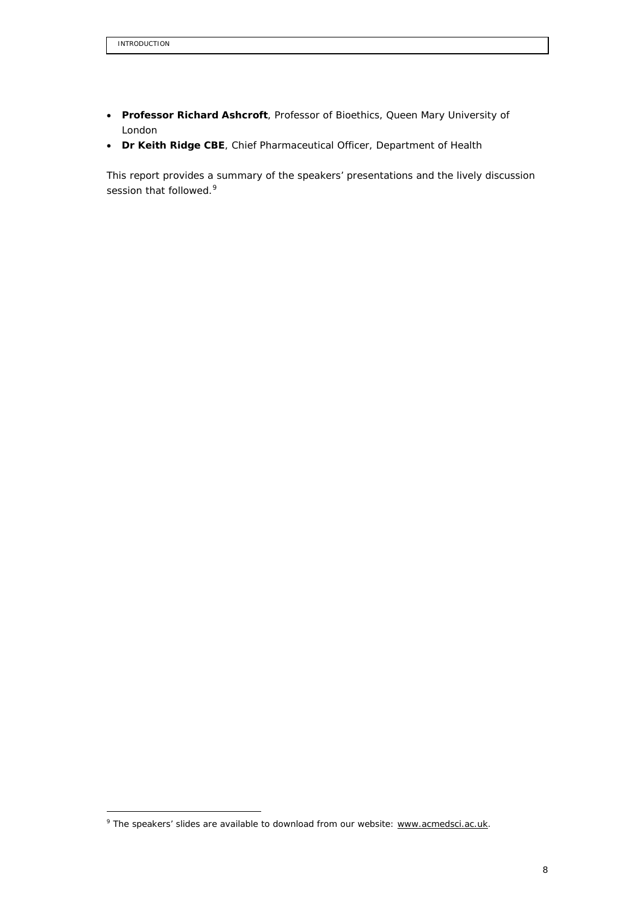- **Professor Richard Ashcroft**, Professor of Bioethics, Queen Mary University of London
- **Dr Keith Ridge CBE**, Chief Pharmaceutical Officer, Department of Health

This report provides a summary of the speakers' presentations and the lively discussion session that followed.[9]

[9] The speakers' slides are available to download from our website: www.acmedsci.ac.uk.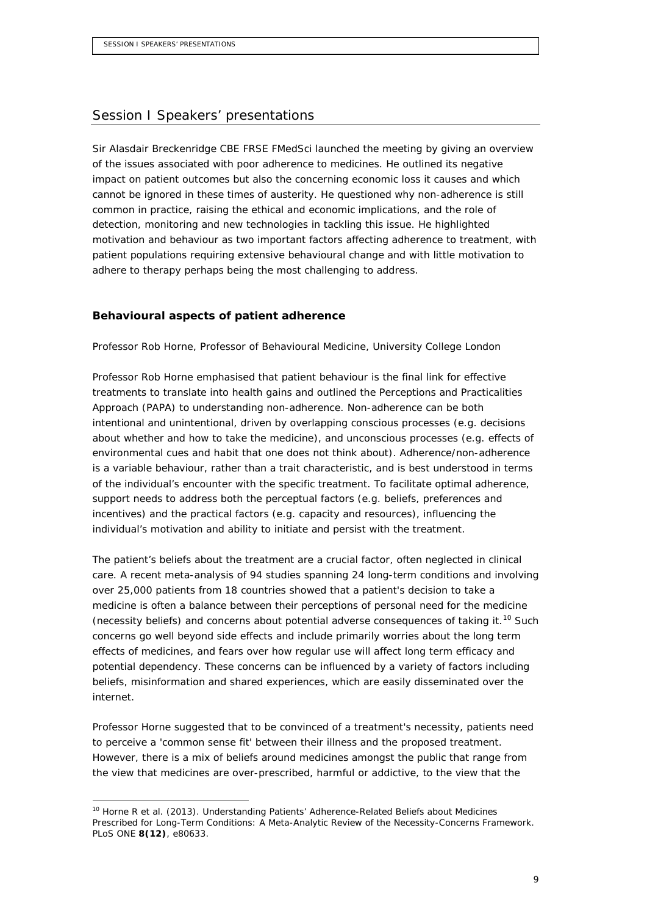## Session I Speakers' presentations

Sir Alasdair Breckenridge CBE FRSE FMedSci launched the meeting by giving an overview of the issues associated with poor adherence to medicines. He outlined its negative impact on patient outcomes but also the concerning economic loss it causes and which cannot be ignored in these times of austerity. He questioned why non-adherence is still common in practice, raising the ethical and economic implications, and the role of detection, monitoring and new technologies in tackling this issue. He highlighted motivation and behaviour as two important factors affecting adherence to treatment, with patient populations requiring extensive behavioural change and with little motivation to adhere to therapy perhaps being the most challenging to address.

### Behavioural aspects of patient adherence

Professor Rob Horne, Professor of Behavioural Medicine, University College London

Professor Rob Horne emphasised that patient behaviour is the final link for effective treatments to translate into health gains and outlined the Perceptions and Practicalities Approach (PAPA) to understanding non-adherence. Non-adherence can be both intentional and unintentional, driven by overlapping conscious processes (e.g. decisions about whether and how to take the medicine), and unconscious processes (e.g. effects of environmental cues and habit that one does not think about). Adherence/non-adherence is a variable behaviour, rather than a trait characteristic, and is best understood in terms of the individual's encounter with the specific treatment. To facilitate optimal adherence, support needs to address both the perceptual factors (e.g. beliefs, preferences and incentives) and the practical factors (e.g. capacity and resources), influencing the individual's motivation and ability to initiate and persist with the treatment.

The patient's beliefs about the treatment are a crucial factor, often neglected in clinical care. A recent meta-analysis of 94 studies spanning 24 long-term conditions and involving over 25,000 patients from 18 countries showed that a patient's decision to take a medicine is often a balance between their perceptions of personal need for the medicine (necessity beliefs) and concerns about potential adverse consequences of taking it.[10] Such concerns go well beyond side effects and include primarily worries about the long term effects of medicines, and fears over how regular use will affect long term efficacy and potential dependency. These concerns can be influenced by a variety of factors including beliefs, misinformation and shared experiences, which are easily disseminated over the internet.

Professor Horne suggested that to be convinced of a treatment's necessity, patients need to perceive a 'common sense fit' between their illness and the proposed treatment. However, there is a mix of beliefs around medicines amongst the public that range from the view that medicines are over-prescribed, harmful or addictive, to the view that the

[10] Horne R et al. (2013). Understanding Patients' Adherence-Related Beliefs about Medicines Prescribed for Long-Term Conditions: A Meta-Analytic Review of the Necessity-Concerns Framework. PLoS ONE **8(12)**, e80633.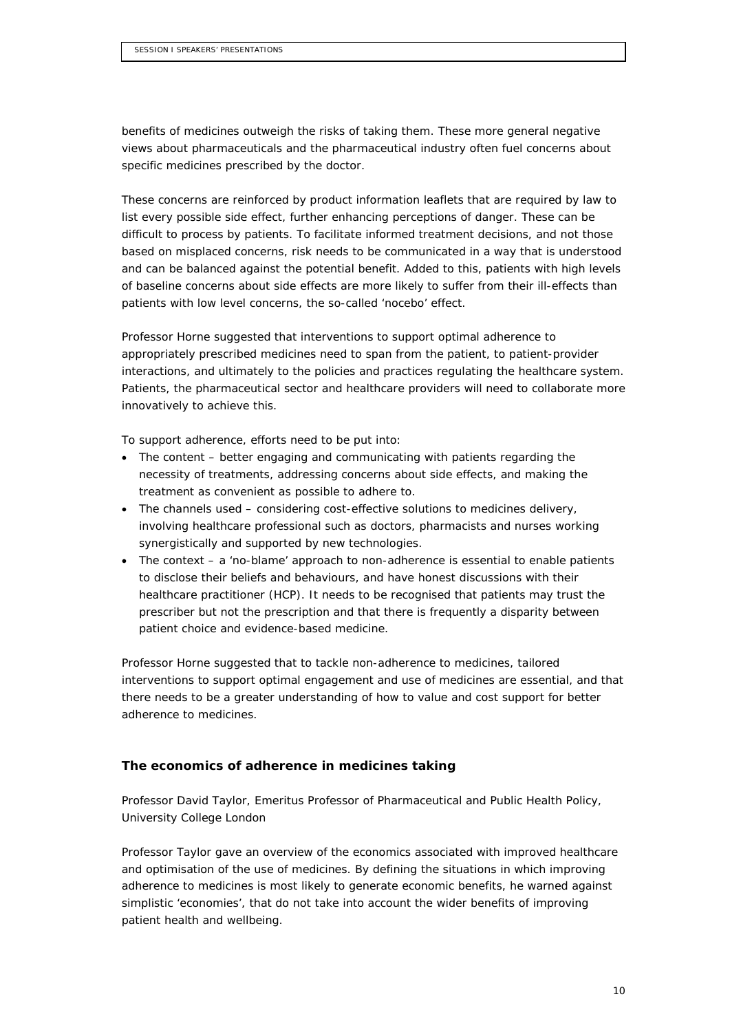benefits of medicines outweigh the risks of taking them. These more general negative views about pharmaceuticals and the pharmaceutical industry often fuel concerns about specific medicines prescribed by the doctor.

These concerns are reinforced by product information leaflets that are required by law to list every possible side effect, further enhancing perceptions of danger. These can be difficult to process by patients. To facilitate informed treatment decisions, and not those based on misplaced concerns, risk needs to be communicated in a way that is understood and can be balanced against the potential benefit. Added to this, patients with high levels of baseline concerns about side effects are more likely to suffer from their ill-effects than patients with low level concerns, the so-called 'nocebo' effect.

Professor Horne suggested that interventions to support optimal adherence to appropriately prescribed medicines need to span from the patient, to patient-provider interactions, and ultimately to the policies and practices regulating the healthcare system. Patients, the pharmaceutical sector and healthcare providers will need to collaborate more innovatively to achieve this.

To support adherence, efforts need to be put into:

- The content – better engaging and communicating with patients regarding the necessity of treatments, addressing concerns about side effects, and making the treatment as convenient as possible to adhere to.
- The channels used – considering cost-effective solutions to medicines delivery, involving healthcare professional such as doctors, pharmacists and nurses working synergistically and supported by new technologies.
- The context – a 'no-blame' approach to non-adherence is essential to enable patients to disclose their beliefs and behaviours, and have honest discussions with their healthcare practitioner (HCP). It needs to be recognised that patients may trust the prescriber but not the prescription and that there is frequently a disparity between patient choice and evidence-based medicine.

Professor Horne suggested that to tackle non-adherence to medicines, tailored interventions to support optimal engagement and use of medicines are essential, and that there needs to be a greater understanding of how to value and cost support for better adherence to medicines.

### The economics of adherence in medicines taking

Professor David Taylor, Emeritus Professor of Pharmaceutical and Public Health Policy, University College London

Professor Taylor gave an overview of the economics associated with improved healthcare and optimisation of the use of medicines. By defining the situations in which improving adherence to medicines is most likely to generate economic benefits, he warned against simplistic 'economies', that do not take into account the wider benefits of improving patient health and wellbeing.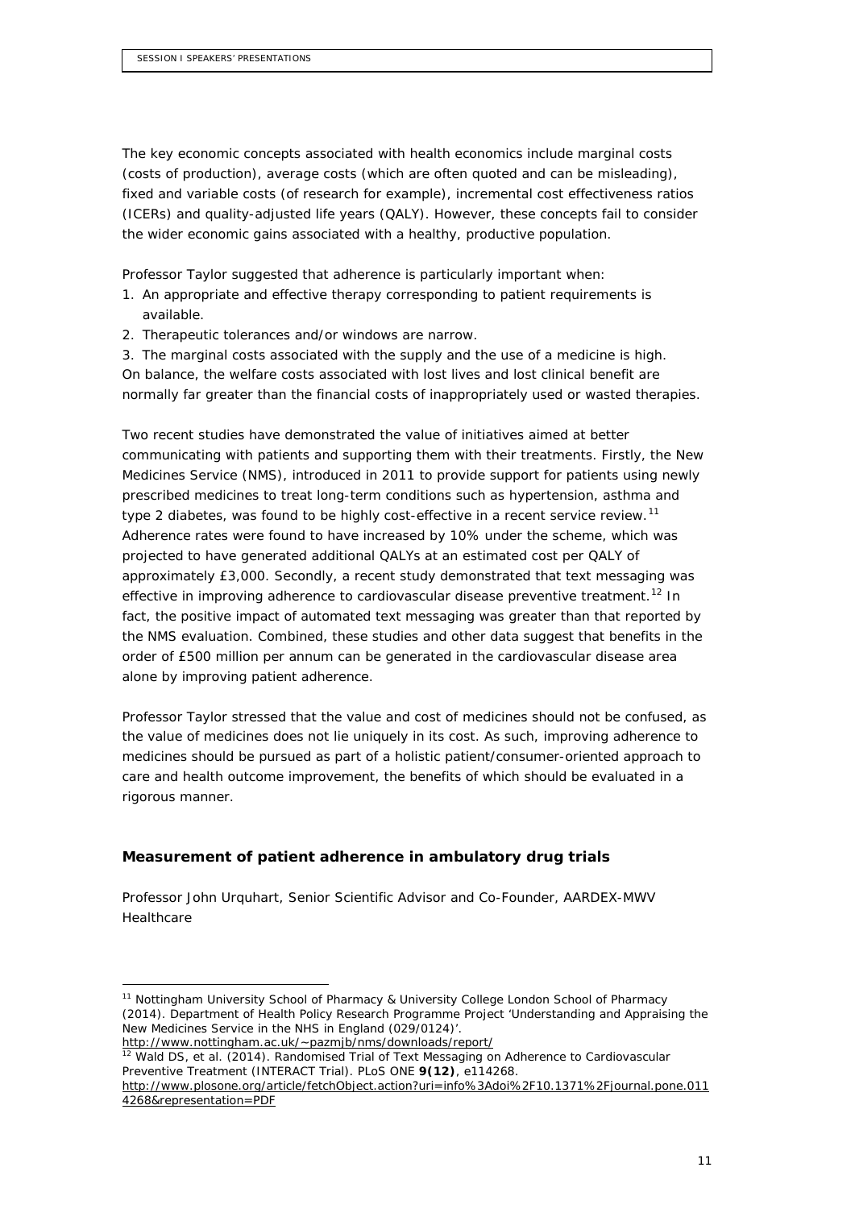The key economic concepts associated with health economics include marginal costs (costs of production), average costs (which are often quoted and can be misleading), fixed and variable costs (of research for example), incremental cost effectiveness ratios (ICERs) and quality-adjusted life years (QALY). However, these concepts fail to consider the wider economic gains associated with a healthy, productive population.

Professor Taylor suggested that adherence is particularly important when:

1. An appropriate and effective therapy corresponding to patient requirements is available.
2. Therapeutic tolerances and/or windows are narrow.
3. The marginal costs associated with the supply and the use of a medicine is high.

On balance, the welfare costs associated with lost lives and lost clinical benefit are normally far greater than the financial costs of inappropriately used or wasted therapies.

Two recent studies have demonstrated the value of initiatives aimed at better communicating with patients and supporting them with their treatments. Firstly, the New Medicines Service (NMS), introduced in 2011 to provide support for patients using newly prescribed medicines to treat long-term conditions such as hypertension, asthma and type 2 diabetes, was found to be highly cost-effective in a recent service review.[11] Adherence rates were found to have increased by 10% under the scheme, which was projected to have generated additional QALYs at an estimated cost per QALY of approximately £3,000. Secondly, a recent study demonstrated that text messaging was effective in improving adherence to cardiovascular disease preventive treatment.[12] In fact, the positive impact of automated text messaging was greater than that reported by the NMS evaluation. Combined, these studies and other data suggest that benefits in the order of £500 million per annum can be generated in the cardiovascular disease area alone by improving patient adherence.

Professor Taylor stressed that the value and cost of medicines should not be confused, as the value of medicines does not lie uniquely in its cost. As such, improving adherence to medicines should be pursued as part of a holistic patient/consumer-oriented approach to care and health outcome improvement, the benefits of which should be evaluated in a rigorous manner.

## Measurement of patient adherence in ambulatory drug trials

*Professor John Urquhart, Senior Scientific Advisor and Co-Founder, AARDEX-MWV Healthcare*

---

[11] Nottingham University School of Pharmacy & University College London School of Pharmacy (2014). Department of Health Policy Research Programme Project 'Understanding and Appraising the New Medicines Service in the NHS in England (029/0124)'. http://www.nottingham.ac.uk/~pazmjb/nms/downloads/report/

[12] Wald DS, et al. (2014). Randomised Trial of Text Messaging on Adherence to Cardiovascular Preventive Treatment (INTERACT Trial). PLoS ONE **9(12)**, e114268. http://www.plosone.org/article/fetchObject.action?uri=info%3Adoi%2F10.1371%2Fjournal.pone.0114268&representation=PDF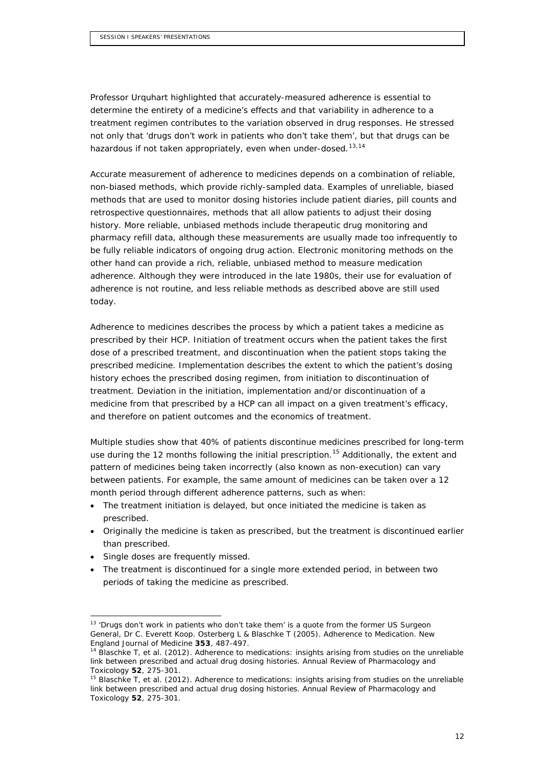Professor Urquhart highlighted that accurately-measured adherence is essential to determine the entirety of a medicine's effects and that variability in adherence to a treatment regimen contributes to the variation observed in drug responses. He stressed not only that 'drugs don't work in patients who don't take them', but that drugs can be hazardous if not taken appropriately, even when under-dosed.[13,14]

Accurate measurement of adherence to medicines depends on a combination of reliable, non-biased methods, which provide richly-sampled data. Examples of unreliable, biased methods that are used to monitor dosing histories include patient diaries, pill counts and retrospective questionnaires, methods that all allow patients to adjust their dosing history. More reliable, unbiased methods include therapeutic drug monitoring and pharmacy refill data, although these measurements are usually made too infrequently to be fully reliable indicators of ongoing drug action. Electronic monitoring methods on the other hand can provide a rich, reliable, unbiased method to measure medication adherence. Although they were introduced in the late 1980s, their use for evaluation of adherence is not routine, and less reliable methods as described above are still used today.

Adherence to medicines describes the process by which a patient takes a medicine as prescribed by their HCP. Initiation of treatment occurs when the patient takes the first dose of a prescribed treatment, and discontinuation when the patient stops taking the prescribed medicine. Implementation describes the extent to which the patient's dosing history echoes the prescribed dosing regimen, from initiation to discontinuation of treatment. Deviation in the initiation, implementation and/or discontinuation of a medicine from that prescribed by a HCP can all impact on a given treatment's efficacy, and therefore on patient outcomes and the economics of treatment.

Multiple studies show that 40% of patients discontinue medicines prescribed for long-term use during the 12 months following the initial prescription.[15] Additionally, the extent and pattern of medicines being taken incorrectly (also known as non-execution) can vary between patients. For example, the same amount of medicines can be taken over a 12 month period through different adherence patterns, such as when:

- The treatment initiation is delayed, but once initiated the medicine is taken as prescribed.
- Originally the medicine is taken as prescribed, but the treatment is discontinued earlier than prescribed.
- Single doses are frequently missed.
- The treatment is discontinued for a single more extended period, in between two periods of taking the medicine as prescribed.

---

[13] 'Drugs don't work in patients who don't take them' is a quote from the former US Surgeon General, Dr C. Everett Koop. Osterberg L & Blaschke T (2005). Adherence to Medication. New England Journal of Medicine **353**, 487-497.

[14] Blaschke T, et al. (2012). Adherence to medications: insights arising from studies on the unreliable link between prescribed and actual drug dosing histories. Annual Review of Pharmacology and Toxicology **52**, 275-301.

[15] Blaschke T, et al. (2012). Adherence to medications: insights arising from studies on the unreliable link between prescribed and actual drug dosing histories. Annual Review of Pharmacology and Toxicology **52**, 275-301.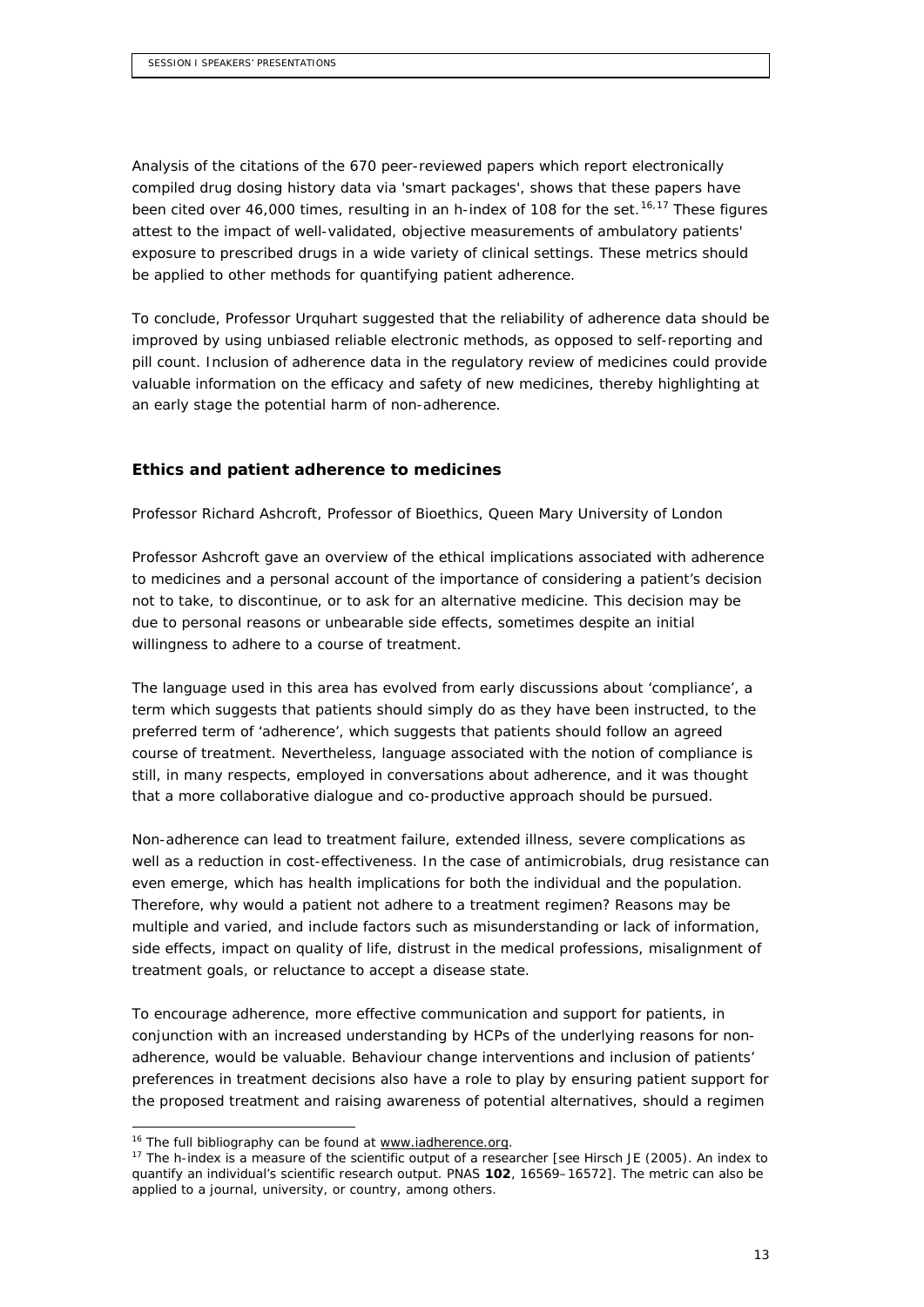Analysis of the citations of the 670 peer-reviewed papers which report electronically compiled drug dosing history data via 'smart packages', shows that these papers have been cited over 46,000 times, resulting in an h-index of 108 for the set.[16,17] These figures attest to the impact of well-validated, objective measurements of ambulatory patients' exposure to prescribed drugs in a wide variety of clinical settings. These metrics should be applied to other methods for quantifying patient adherence.

To conclude, Professor Urquhart suggested that the reliability of adherence data should be improved by using unbiased reliable electronic methods, as opposed to self-reporting and pill count. Inclusion of adherence data in the regulatory review of medicines could provide valuable information on the efficacy and safety of new medicines, thereby highlighting at an early stage the potential harm of non-adherence.

### Ethics and patient adherence to medicines

*Professor Richard Ashcroft, Professor of Bioethics, Queen Mary University of London*

Professor Ashcroft gave an overview of the ethical implications associated with adherence to medicines and a personal account of the importance of considering a patient's decision not to take, to discontinue, or to ask for an alternative medicine. This decision may be due to personal reasons or unbearable side effects, sometimes despite an initial willingness to adhere to a course of treatment.

The language used in this area has evolved from early discussions about 'compliance', a term which suggests that patients should simply do as they have been instructed, to the preferred term of 'adherence', which suggests that patients should follow an agreed course of treatment. Nevertheless, language associated with the notion of compliance is still, in many respects, employed in conversations about adherence, and it was thought that a more collaborative dialogue and co-productive approach should be pursued.

Non-adherence can lead to treatment failure, extended illness, severe complications as well as a reduction in cost-effectiveness. In the case of antimicrobials, drug resistance can even emerge, which has health implications for both the individual and the population. Therefore, why would a patient not adhere to a treatment regimen? Reasons may be multiple and varied, and include factors such as misunderstanding or lack of information, side effects, impact on quality of life, distrust in the medical professions, misalignment of treatment goals, or reluctance to accept a disease state.

To encourage adherence, more effective communication and support for patients, in conjunction with an increased understanding by HCPs of the underlying reasons for non-adherence, would be valuable. Behaviour change interventions and inclusion of patients' preferences in treatment decisions also have a role to play by ensuring patient support for the proposed treatment and raising awareness of potential alternatives, should a regimen

---

[16] The full bibliography can be found at www.iadherence.org.

[17] The h-index is a measure of the scientific output of a researcher [see Hirsch JE (2005). An index to quantify an individual's scientific research output. *PNAS* **102**, 16569–16572]. The metric can also be applied to a journal, university, or country, among others.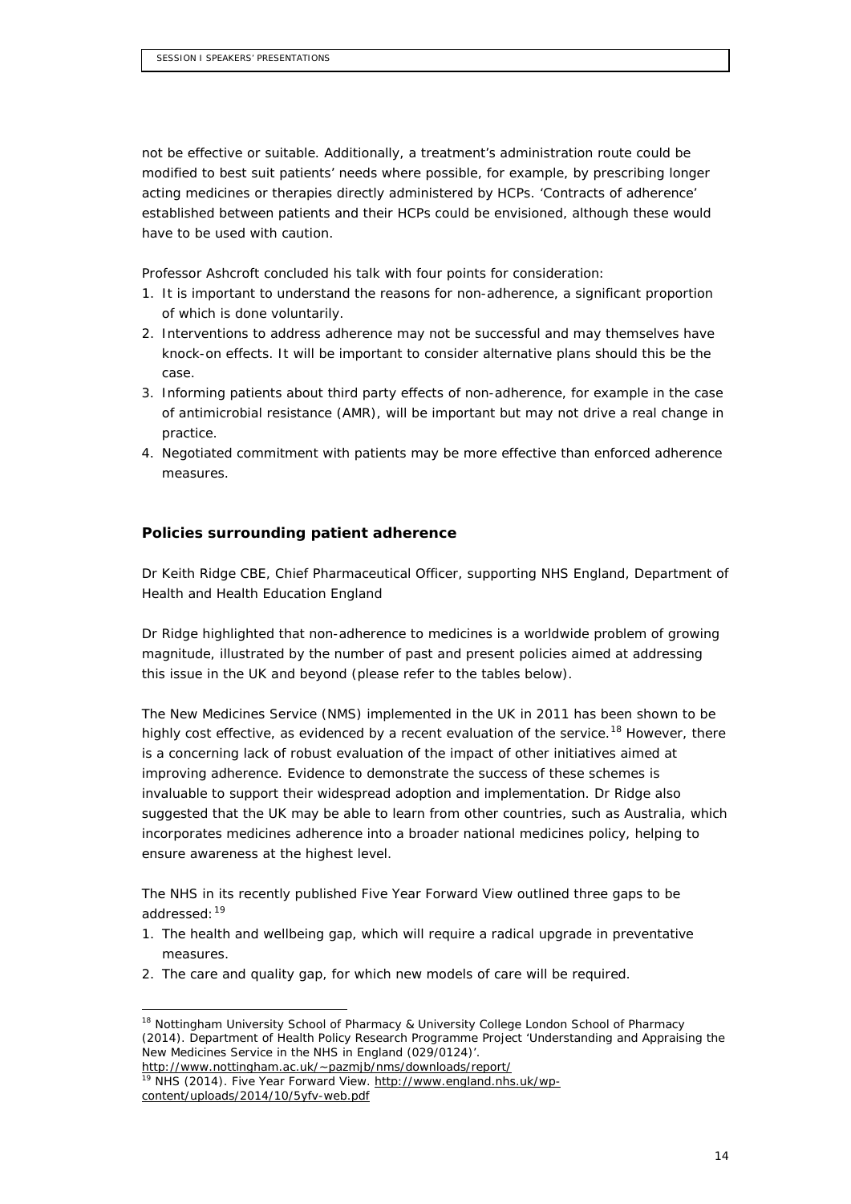not be effective or suitable. Additionally, a treatment's administration route could be modified to best suit patients' needs where possible, for example, by prescribing longer acting medicines or therapies directly administered by HCPs. 'Contracts of adherence' established between patients and their HCPs could be envisioned, although these would have to be used with caution.

Professor Ashcroft concluded his talk with four points for consideration:

1. It is important to understand the reasons for non-adherence, a significant proportion of which is done voluntarily.
2. Interventions to address adherence may not be successful and may themselves have knock-on effects. It will be important to consider alternative plans should this be the case.
3. Informing patients about third party effects of non-adherence, for example in the case of antimicrobial resistance (AMR), will be important but may not drive a real change in practice.
4. Negotiated commitment with patients may be more effective than enforced adherence measures.

### Policies surrounding patient adherence

Dr Keith Ridge CBE, Chief Pharmaceutical Officer, supporting NHS England, Department of Health and Health Education England

Dr Ridge highlighted that non-adherence to medicines is a worldwide problem of growing magnitude, illustrated by the number of past and present policies aimed at addressing this issue in the UK and beyond (please refer to the tables below).

The New Medicines Service (NMS) implemented in the UK in 2011 has been shown to be highly cost effective, as evidenced by a recent evaluation of the service.[18] However, there is a concerning lack of robust evaluation of the impact of other initiatives aimed at improving adherence. Evidence to demonstrate the success of these schemes is invaluable to support their widespread adoption and implementation. Dr Ridge also suggested that the UK may be able to learn from other countries, such as Australia, which incorporates medicines adherence into a broader national medicines policy, helping to ensure awareness at the highest level.

The NHS in its recently published Five Year Forward View outlined three gaps to be addressed:[19]

1. The health and wellbeing gap, which will require a radical upgrade in preventative measures.
2. The care and quality gap, for which new models of care will be required.

[18] Nottingham University School of Pharmacy & University College London School of Pharmacy (2014). Department of Health Policy Research Programme Project 'Understanding and Appraising the New Medicines Service in the NHS in England (029/0124)'. http://www.nottingham.ac.uk/~pazmjb/nms/downloads/report/

[19] NHS (2014). Five Year Forward View. http://www.england.nhs.uk/wp-content/uploads/2014/10/5yfv-web.pdf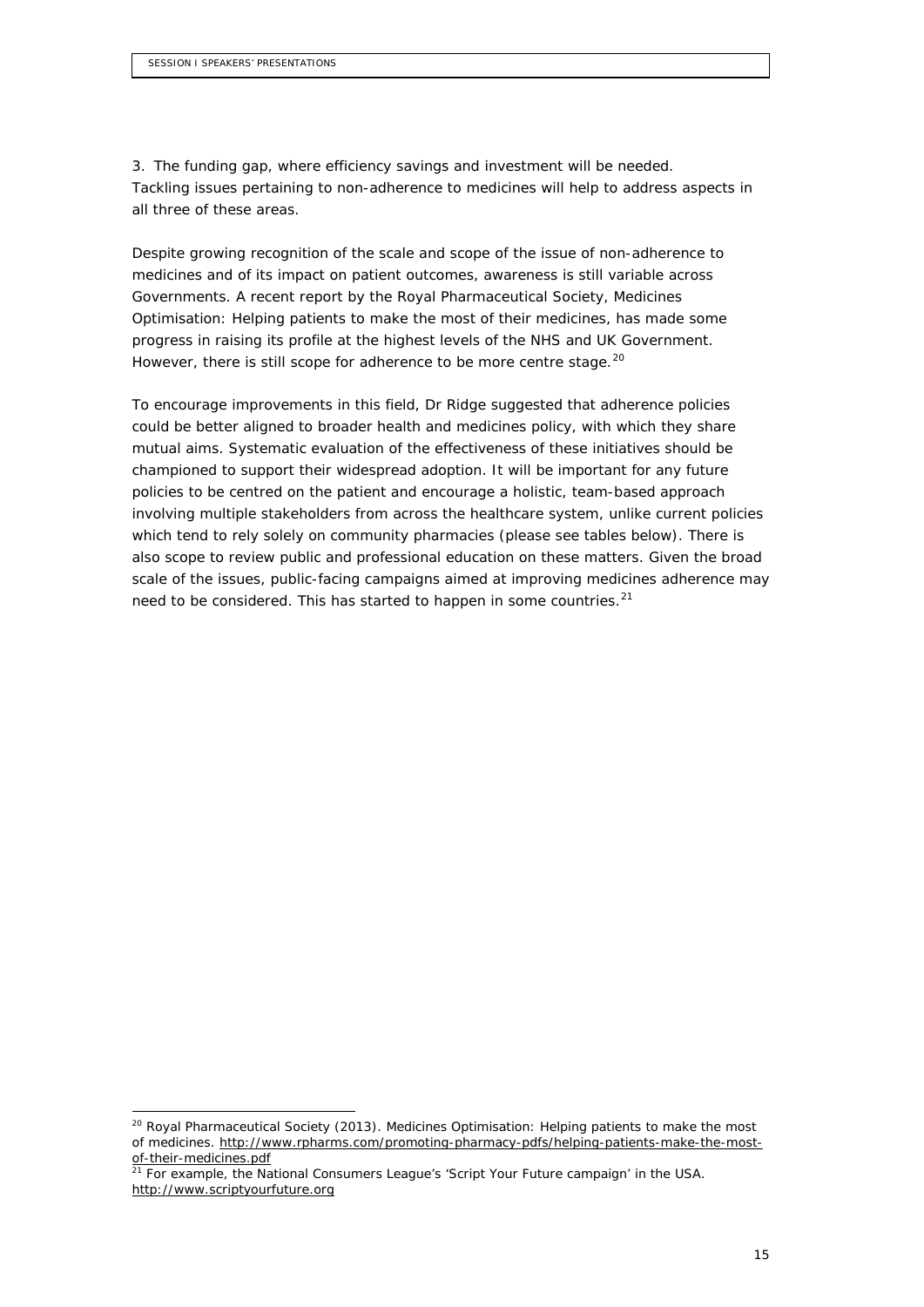3. The funding gap, where efficiency savings and investment will be needed. Tackling issues pertaining to non-adherence to medicines will help to address aspects in all three of these areas.

Despite growing recognition of the scale and scope of the issue of non-adherence to medicines and of its impact on patient outcomes, awareness is still variable across Governments. A recent report by the Royal Pharmaceutical Society, *Medicines Optimisation: Helping patients to make the most of their medicines*, has made some progress in raising its profile at the highest levels of the NHS and UK Government. However, there is still scope for adherence to be more centre stage.[20]

To encourage improvements in this field, Dr Ridge suggested that adherence policies could be better aligned to broader health and medicines policy, with which they share mutual aims. Systematic evaluation of the effectiveness of these initiatives should be championed to support their widespread adoption. It will be important for any future policies to be centred on the patient and encourage a holistic, team-based approach involving multiple stakeholders from across the healthcare system, unlike current policies which tend to rely solely on community pharmacies (please see tables below). There is also scope to review public and professional education on these matters. Given the broad scale of the issues, public-facing campaigns aimed at improving medicines adherence may need to be considered. This has started to happen in some countries.[21]

---

[20] Royal Pharmaceutical Society (2013). Medicines Optimisation: Helping patients to make the most of medicines. http://www.rpharms.com/promoting-pharmacy-pdfs/helping-patients-make-the-most-of-their-medicines.pdf

[21] For example, the National Consumers League's 'Script Your Future campaign' in the USA. http://www.scriptyourfuture.org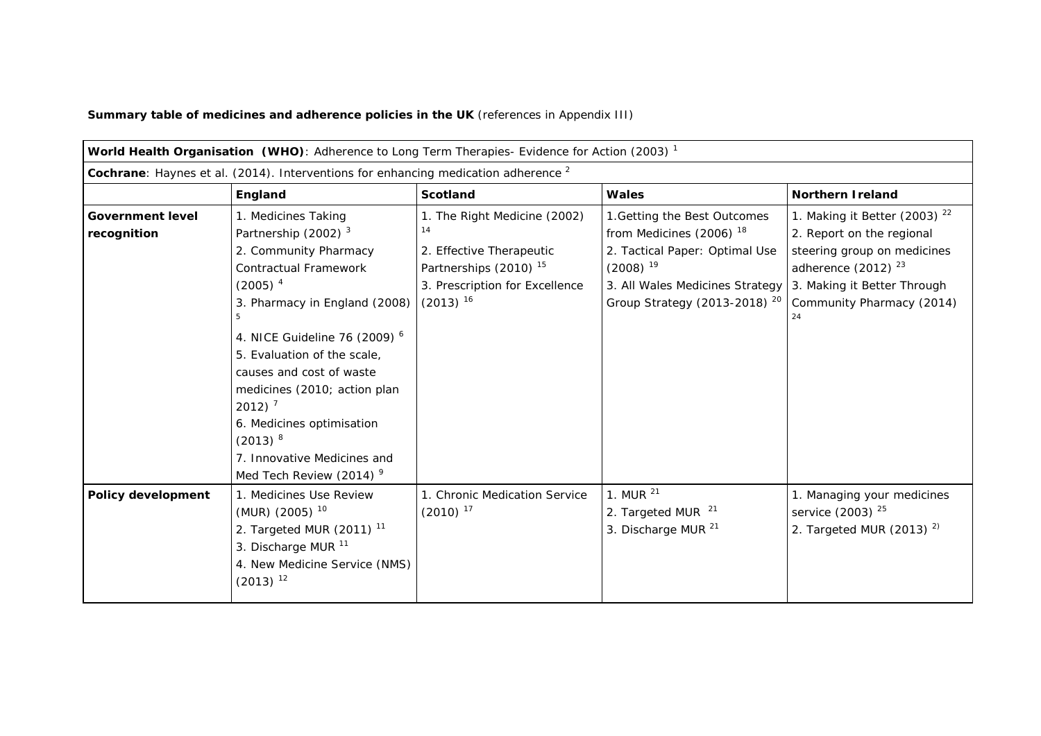**Summary table of medicines and adherence policies in the UK** (references in Appendix III)

| **World Health Organisation (WHO)**: Adherence to Long Term Therapies- Evidence for Action (2003) [1] | | | | |
|---|---|---|---|---|
| **Cochrane**: Haynes et al. (2014). Interventions for enhancing medication adherence [2] | | | | |
| | **England** | **Scotland** | **Wales** | **Northern Ireland** |
| **Government level recognition** | 1. Medicines Taking Partnership (2002) [3]<br>2. Community Pharmacy Contractual Framework (2005) [4]<br>3. Pharmacy in England (2008) [5]<br>4. NICE Guideline 76 (2009) [6]<br>5. Evaluation of the scale, causes and cost of waste medicines (2010; action plan 2012) [7]<br>6. Medicines optimisation (2013) [8]<br>7. Innovative Medicines and Med Tech Review (2014) [9] | 1. The Right Medicine (2002) [14]<br>2. Effective Therapeutic Partnerships (2010) [15]<br>3. Prescription for Excellence (2013) [16] | 1.Getting the Best Outcomes from Medicines (2006) [18]<br>2. Tactical Paper: Optimal Use (2008) [19]<br>3. All Wales Medicines Strategy Group Strategy (2013-2018) [20] | 1. Making it Better (2003) [22]<br>2. Report on the regional steering group on medicines adherence (2012) [23]<br>3. Making it Better Through Community Pharmacy (2014) [24] |
| **Policy development** | 1. Medicines Use Review (MUR) (2005) [10]<br>2. Targeted MUR (2011) [11]<br>3. Discharge MUR [11]<br>4. New Medicine Service (NMS) (2013) [12] | 1. Chronic Medication Service (2010) [17] | 1. MUR [21]<br>2. Targeted MUR [21]<br>3. Discharge MUR [21] | 1. Managing your medicines service (2003) [25]<br>2. Targeted MUR (2013) [2)] |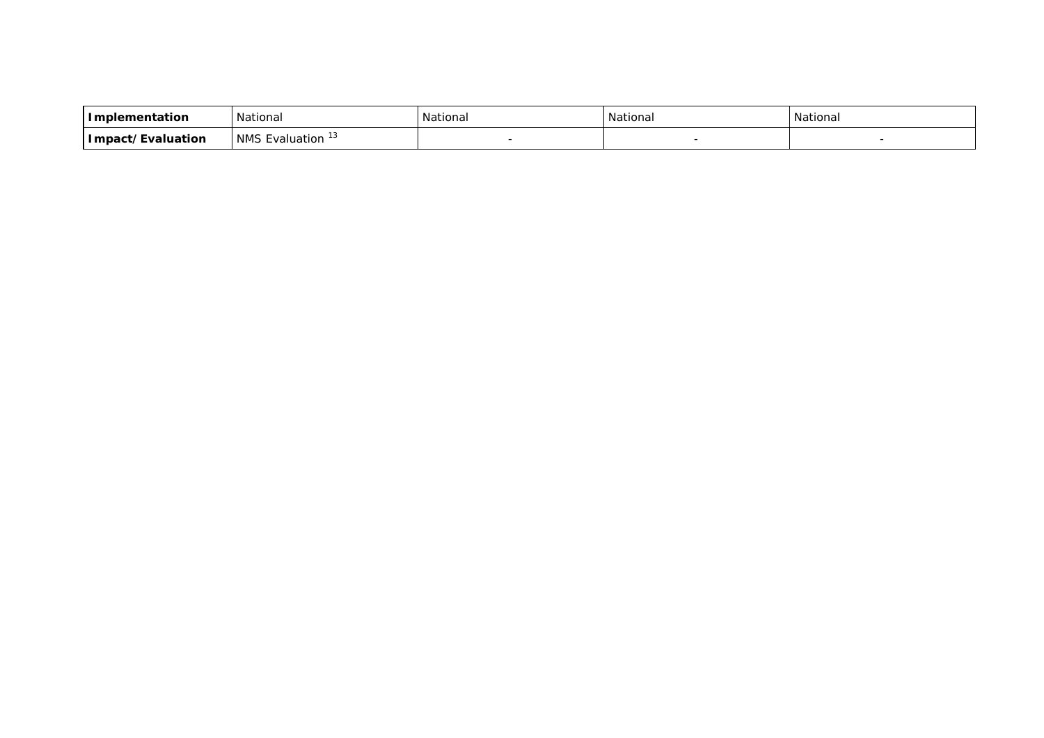| | | | | |
|---|---|---|---|---|
| **Implementation** | National | National | National | National |
| **Impact/Evaluation** | NMS Evaluation [13] | - | - | - |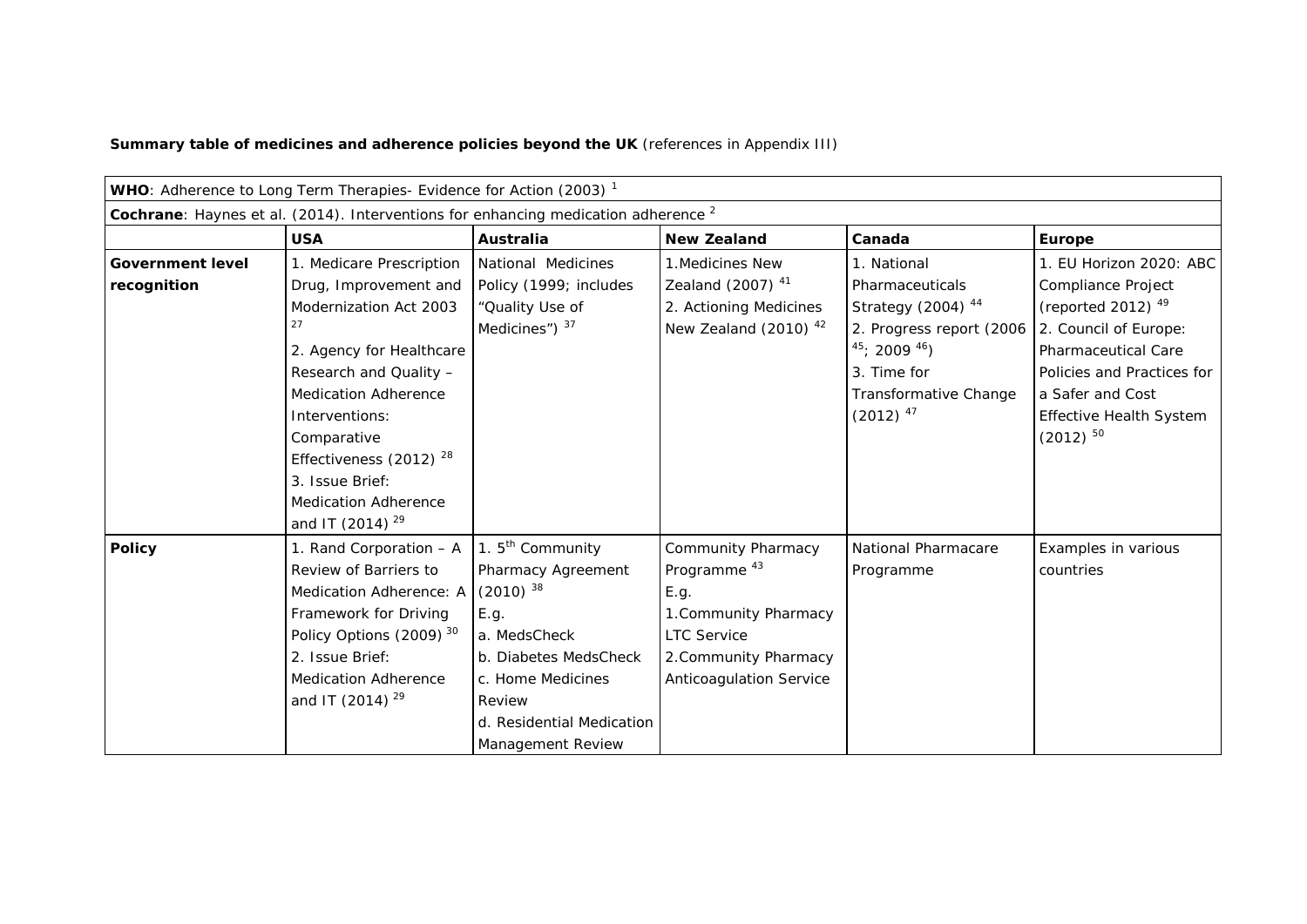**Summary table of medicines and adherence policies beyond the UK** (references in Appendix III)

| **WHO**: Adherence to Long Term Therapies- Evidence for Action (2003) [1] | | | | | |
|---|---|---|---|---|---|
| **Cochrane**: Haynes et al. (2014). Interventions for enhancing medication adherence [2] | | | | | |
| | **USA** | **Australia** | **New Zealand** | **Canada** | **Europe** |
| **Government level recognition** | 1. Medicare Prescription Drug, Improvement and Modernization Act 2003 [27]<br>2. Agency for Healthcare Research and Quality – Medication Adherence Interventions: Comparative Effectiveness (2012) [28]<br>3. Issue Brief: Medication Adherence and IT (2014) [29] | National Medicines Policy (1999; includes "Quality Use of Medicines") [37] | 1. Medicines New Zealand (2007) [41]<br>2. Actioning Medicines New Zealand (2010) [42] | 1. National Pharmaceuticals Strategy (2004) [44]<br>2. Progress report (2006 [45]; 2009 [46])<br>3. Time for Transformative Change (2012) [47] | 1. EU Horizon 2020: ABC Compliance Project (reported 2012) [49]<br>2. Council of Europe: Pharmaceutical Care Policies and Practices for a Safer and Cost Effective Health System (2012) [50] |
| **Policy** | 1. Rand Corporation – A Review of Barriers to Medication Adherence: A Framework for Driving Policy Options (2009) [30]<br>2. Issue Brief: Medication Adherence and IT (2014) [29] | 1. 5th Community Pharmacy Agreement (2010) [38]<br>E.g.<br>a. MedsCheck<br>b. Diabetes MedsCheck<br>c. Home Medicines Review<br>d. Residential Medication Management Review | Community Pharmacy Programme [43]<br>E.g.<br>1. Community Pharmacy LTC Service<br>2. Community Pharmacy Anticoagulation Service | National Pharmacare Programme | Examples in various countries |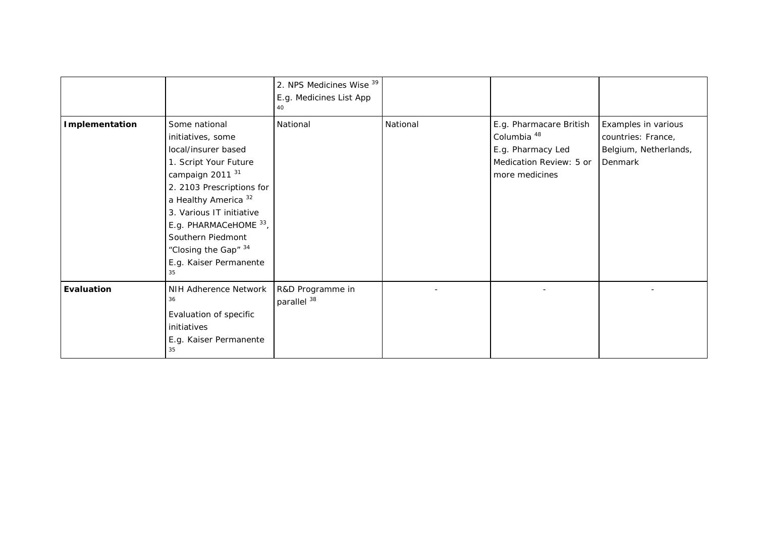| | | | | | |
|---|---|---|---|---|---|
| | | 2. NPS Medicines Wise [39]<br>E.g. Medicines List App [40] | | | |
| **Implementation** | Some national initiatives, some local/insurer based<br>1. Script Your Future campaign 2011 [31]<br>2. 2103 Prescriptions for a Healthy America [32]<br>3. Various IT initiative E.g. PHARMACeHOME [33], Southern Piedmont "Closing the Gap" [34]<br>E.g. Kaiser Permanente [35] | National | National | E.g. Pharmacare British Columbia [48]<br>E.g. Pharmacy Led Medication Review: 5 or more medicines | Examples in various countries: France, Belgium, Netherlands, Denmark |
| **Evaluation** | NIH Adherence Network [36]<br>Evaluation of specific initiatives<br>E.g. Kaiser Permanente [35] | R&D Programme in parallel [38] | - | - | - |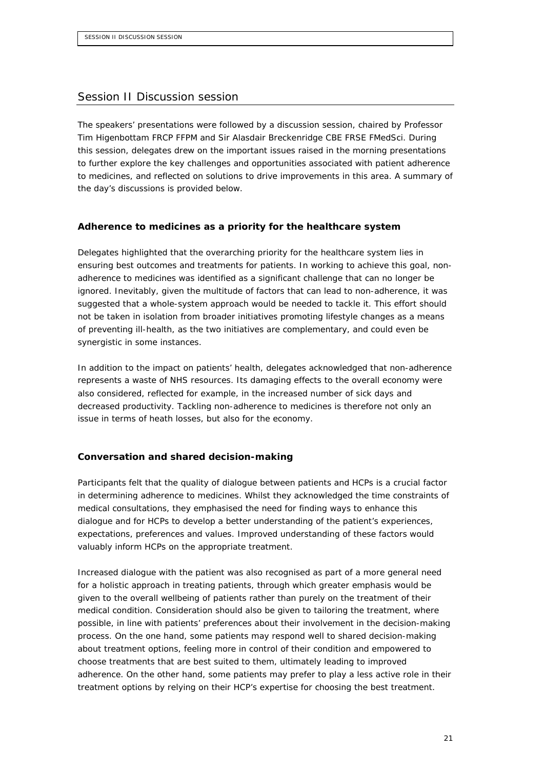## Session II Discussion session

The speakers' presentations were followed by a discussion session, chaired by Professor Tim Higenbottam FRCP FFPM and Sir Alasdair Breckenridge CBE FRSE FMedSci. During this session, delegates drew on the important issues raised in the morning presentations to further explore the key challenges and opportunities associated with patient adherence to medicines, and reflected on solutions to drive improvements in this area. A summary of the day's discussions is provided below.

### Adherence to medicines as a priority for the healthcare system

Delegates highlighted that the overarching priority for the healthcare system lies in ensuring best outcomes and treatments for patients. In working to achieve this goal, non-adherence to medicines was identified as a significant challenge that can no longer be ignored. Inevitably, given the multitude of factors that can lead to non-adherence, it was suggested that a whole-system approach would be needed to tackle it. This effort should not be taken in isolation from broader initiatives promoting lifestyle changes as a means of preventing ill-health, as the two initiatives are complementary, and could even be synergistic in some instances.

In addition to the impact on patients' health, delegates acknowledged that non-adherence represents a waste of NHS resources. Its damaging effects to the overall economy were also considered, reflected for example, in the increased number of sick days and decreased productivity. Tackling non-adherence to medicines is therefore not only an issue in terms of heath losses, but also for the economy.

### Conversation and shared decision-making

Participants felt that the quality of dialogue between patients and HCPs is a crucial factor in determining adherence to medicines. Whilst they acknowledged the time constraints of medical consultations, they emphasised the need for finding ways to enhance this dialogue and for HCPs to develop a better understanding of the patient's experiences, expectations, preferences and values. Improved understanding of these factors would valuably inform HCPs on the appropriate treatment.

Increased dialogue with the patient was also recognised as part of a more general need for a holistic approach in treating patients, through which greater emphasis would be given to the overall wellbeing of patients rather than purely on the treatment of their medical condition. Consideration should also be given to tailoring the treatment, where possible, in line with patients' preferences about their involvement in the decision-making process. On the one hand, some patients may respond well to shared decision-making about treatment options, feeling more in control of their condition and empowered to choose treatments that are best suited to them, ultimately leading to improved adherence. On the other hand, some patients may prefer to play a less active role in their treatment options by relying on their HCP's expertise for choosing the best treatment.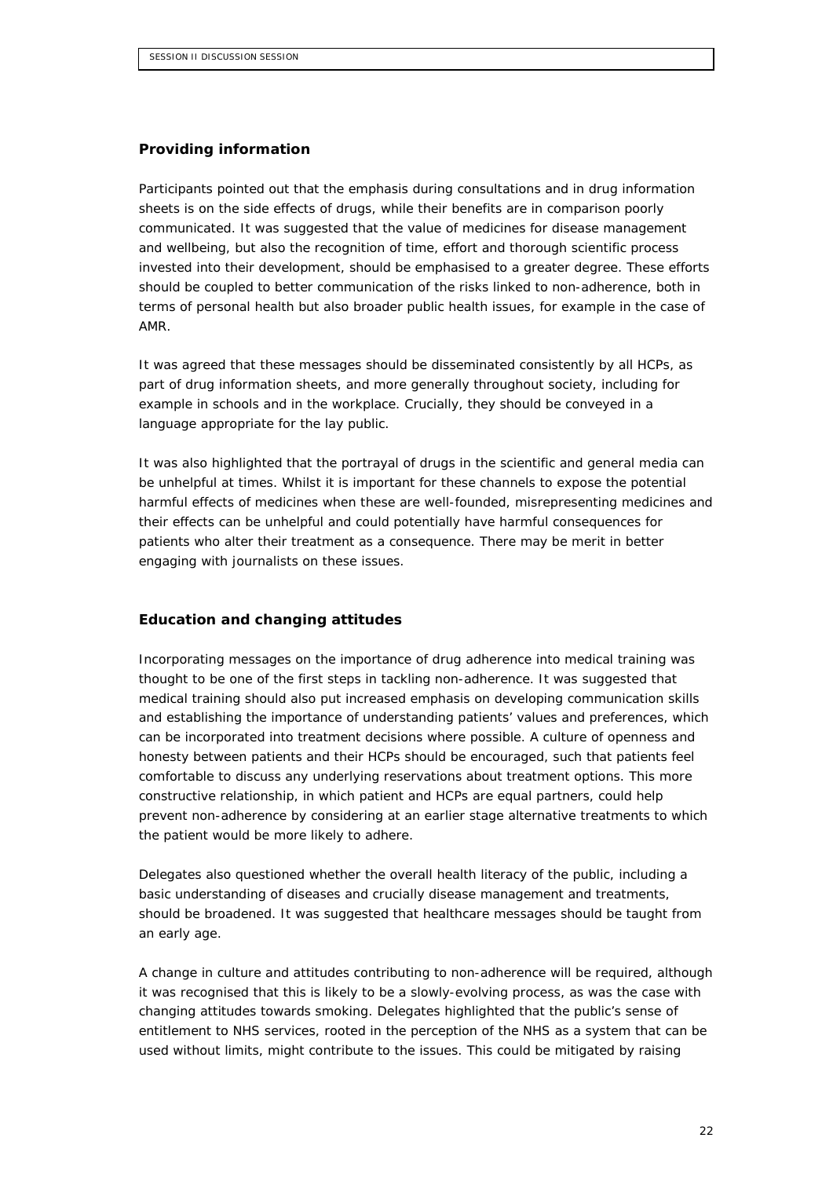## Providing information

Participants pointed out that the emphasis during consultations and in drug information sheets is on the side effects of drugs, while their benefits are in comparison poorly communicated. It was suggested that the value of medicines for disease management and wellbeing, but also the recognition of time, effort and thorough scientific process invested into their development, should be emphasised to a greater degree. These efforts should be coupled to better communication of the risks linked to non-adherence, both in terms of personal health but also broader public health issues, for example in the case of AMR.

It was agreed that these messages should be disseminated consistently by all HCPs, as part of drug information sheets, and more generally throughout society, including for example in schools and in the workplace. Crucially, they should be conveyed in a language appropriate for the lay public.

It was also highlighted that the portrayal of drugs in the scientific and general media can be unhelpful at times. Whilst it is important for these channels to expose the potential harmful effects of medicines when these are well-founded, misrepresenting medicines and their effects can be unhelpful and could potentially have harmful consequences for patients who alter their treatment as a consequence. There may be merit in better engaging with journalists on these issues.

## Education and changing attitudes

Incorporating messages on the importance of drug adherence into medical training was thought to be one of the first steps in tackling non-adherence. It was suggested that medical training should also put increased emphasis on developing communication skills and establishing the importance of understanding patients' values and preferences, which can be incorporated into treatment decisions where possible. A culture of openness and honesty between patients and their HCPs should be encouraged, such that patients feel comfortable to discuss any underlying reservations about treatment options. This more constructive relationship, in which patient and HCPs are equal partners, could help prevent non-adherence by considering at an earlier stage alternative treatments to which the patient would be more likely to adhere.

Delegates also questioned whether the overall health literacy of the public, including a basic understanding of diseases and crucially disease management and treatments, should be broadened. It was suggested that healthcare messages should be taught from an early age.

A change in culture and attitudes contributing to non-adherence will be required, although it was recognised that this is likely to be a slowly-evolving process, as was the case with changing attitudes towards smoking. Delegates highlighted that the public's sense of entitlement to NHS services, rooted in the perception of the NHS as a system that can be used without limits, might contribute to the issues. This could be mitigated by raising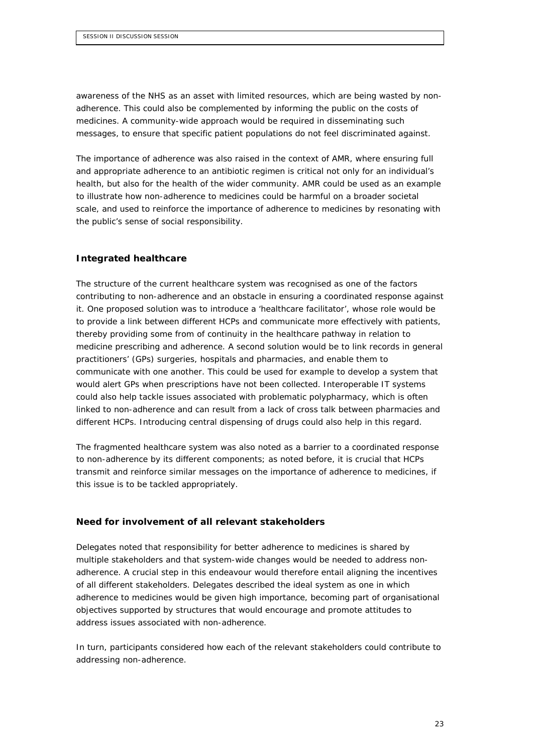awareness of the NHS as an asset with limited resources, which are being wasted by non-adherence. This could also be complemented by informing the public on the costs of medicines. A community-wide approach would be required in disseminating such messages, to ensure that specific patient populations do not feel discriminated against.

The importance of adherence was also raised in the context of AMR, where ensuring full and appropriate adherence to an antibiotic regimen is critical not only for an individual's health, but also for the health of the wider community. AMR could be used as an example to illustrate how non-adherence to medicines could be harmful on a broader societal scale, and used to reinforce the importance of adherence to medicines by resonating with the public's sense of social responsibility.

### Integrated healthcare

The structure of the current healthcare system was recognised as one of the factors contributing to non-adherence and an obstacle in ensuring a coordinated response against it. One proposed solution was to introduce a 'healthcare facilitator', whose role would be to provide a link between different HCPs and communicate more effectively with patients, thereby providing some from of continuity in the healthcare pathway in relation to medicine prescribing and adherence. A second solution would be to link records in general practitioners' (GPs) surgeries, hospitals and pharmacies, and enable them to communicate with one another. This could be used for example to develop a system that would alert GPs when prescriptions have not been collected. Interoperable IT systems could also help tackle issues associated with problematic polypharmacy, which is often linked to non-adherence and can result from a lack of cross talk between pharmacies and different HCPs. Introducing central dispensing of drugs could also help in this regard.

The fragmented healthcare system was also noted as a barrier to a coordinated response to non-adherence by its different components; as noted before, it is crucial that HCPs transmit and reinforce similar messages on the importance of adherence to medicines, if this issue is to be tackled appropriately.

### Need for involvement of all relevant stakeholders

Delegates noted that responsibility for better adherence to medicines is shared by multiple stakeholders and that system-wide changes would be needed to address non-adherence. A crucial step in this endeavour would therefore entail aligning the incentives of all different stakeholders. Delegates described the ideal system as one in which adherence to medicines would be given high importance, becoming part of organisational objectives supported by structures that would encourage and promote attitudes to address issues associated with non-adherence.

In turn, participants considered how each of the relevant stakeholders could contribute to addressing non-adherence.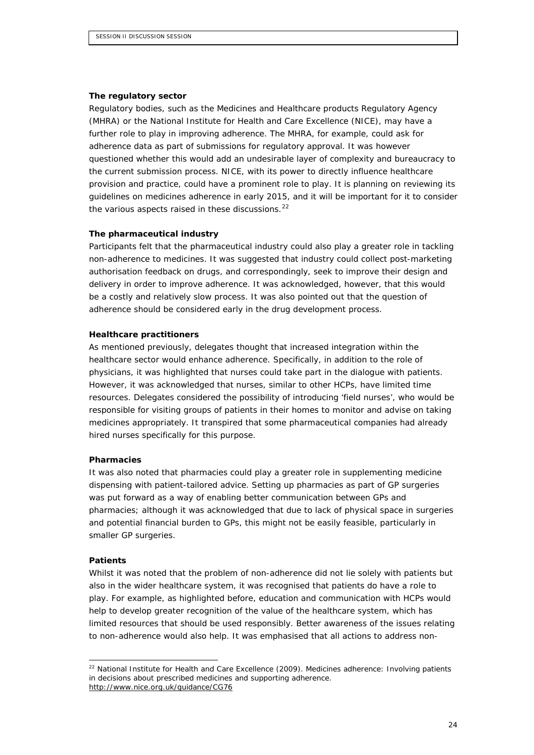**The regulatory sector**

Regulatory bodies, such as the Medicines and Healthcare products Regulatory Agency (MHRA) or the National Institute for Health and Care Excellence (NICE), may have a further role to play in improving adherence. The MHRA, for example, could ask for adherence data as part of submissions for regulatory approval. It was however questioned whether this would add an undesirable layer of complexity and bureaucracy to the current submission process. NICE, with its power to directly influence healthcare provision and practice, could have a prominent role to play. It is planning on reviewing its guidelines on medicines adherence in early 2015, and it will be important for it to consider the various aspects raised in these discussions.[22]

**The pharmaceutical industry**

Participants felt that the pharmaceutical industry could also play a greater role in tackling non-adherence to medicines. It was suggested that industry could collect post-marketing authorisation feedback on drugs, and correspondingly, seek to improve their design and delivery in order to improve adherence. It was acknowledged, however, that this would be a costly and relatively slow process. It was also pointed out that the question of adherence should be considered early in the drug development process.

**Healthcare practitioners**

As mentioned previously, delegates thought that increased integration within the healthcare sector would enhance adherence. Specifically, in addition to the role of physicians, it was highlighted that nurses could take part in the dialogue with patients. However, it was acknowledged that nurses, similar to other HCPs, have limited time resources. Delegates considered the possibility of introducing 'field nurses', who would be responsible for visiting groups of patients in their homes to monitor and advise on taking medicines appropriately. It transpired that some pharmaceutical companies had already hired nurses specifically for this purpose.

**Pharmacies**

It was also noted that pharmacies could play a greater role in supplementing medicine dispensing with patient-tailored advice. Setting up pharmacies as part of GP surgeries was put forward as a way of enabling better communication between GPs and pharmacies; although it was acknowledged that due to lack of physical space in surgeries and potential financial burden to GPs, this might not be easily feasible, particularly in smaller GP surgeries.

**Patients**

Whilst it was noted that the problem of non-adherence did not lie solely with patients but also in the wider healthcare system, it was recognised that patients do have a role to play. For example, as highlighted before, education and communication with HCPs would help to develop greater recognition of the value of the healthcare system, which has limited resources that should be used responsibly. Better awareness of the issues relating to non-adherence would also help. It was emphasised that all actions to address non-

---

[22] National Institute for Health and Care Excellence (2009). Medicines adherence: Involving patients in decisions about prescribed medicines and supporting adherence. http://www.nice.org.uk/guidance/CG76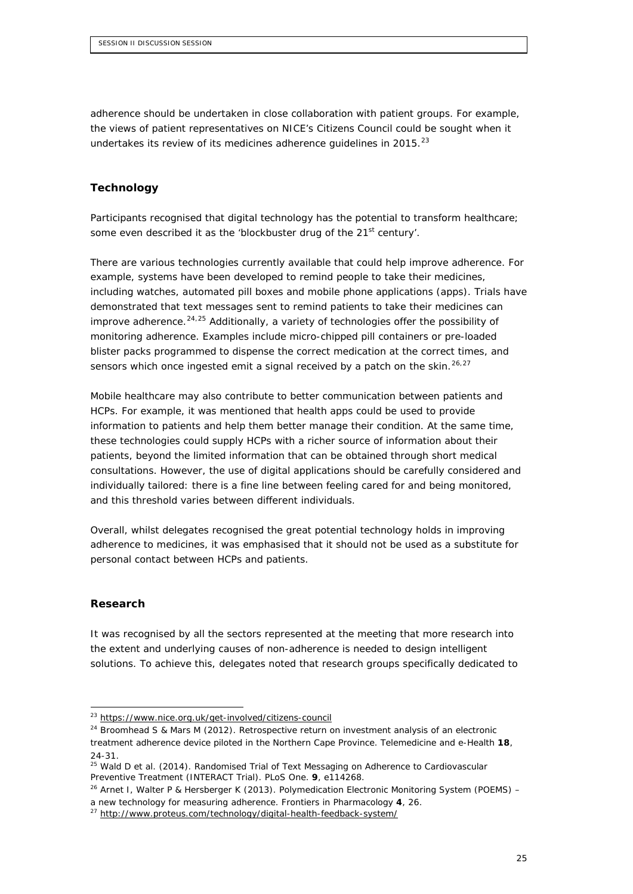adherence should be undertaken in close collaboration with patient groups. For example, the views of patient representatives on NICE's Citizens Council could be sought when it undertakes its review of its medicines adherence guidelines in 2015.[23]

### Technology

Participants recognised that digital technology has the potential to transform healthcare; some even described it as the 'blockbuster drug of the 21st century'.

There are various technologies currently available that could help improve adherence. For example, systems have been developed to remind people to take their medicines, including watches, automated pill boxes and mobile phone applications (apps). Trials have demonstrated that text messages sent to remind patients to take their medicines can improve adherence.[24,25] Additionally, a variety of technologies offer the possibility of monitoring adherence. Examples include micro-chipped pill containers or pre-loaded blister packs programmed to dispense the correct medication at the correct times, and sensors which once ingested emit a signal received by a patch on the skin.[26,27]

Mobile healthcare may also contribute to better communication between patients and HCPs. For example, it was mentioned that health apps could be used to provide information to patients and help them better manage their condition. At the same time, these technologies could supply HCPs with a richer source of information about their patients, beyond the limited information that can be obtained through short medical consultations. However, the use of digital applications should be carefully considered and individually tailored: there is a fine line between feeling cared for and being monitored, and this threshold varies between different individuals.

Overall, whilst delegates recognised the great potential technology holds in improving adherence to medicines, it was emphasised that it should not be used as a substitute for personal contact between HCPs and patients.

### Research

It was recognised by all the sectors represented at the meeting that more research into the extent and underlying causes of non-adherence is needed to design intelligent solutions. To achieve this, delegates noted that research groups specifically dedicated to

---

[23] https://www.nice.org.uk/get-involved/citizens-council

[24] Broomhead S & Mars M (2012). Retrospective return on investment analysis of an electronic treatment adherence device piloted in the Northern Cape Province. Telemedicine and e-Health **18**, 24-31.

[25] Wald D et al. (2014). Randomised Trial of Text Messaging on Adherence to Cardiovascular Preventive Treatment (INTERACT Trial). PLoS One. **9**, e114268.

[26] Arnet I, Walter P & Hersberger K (2013). Polymedication Electronic Monitoring System (POEMS) – a new technology for measuring adherence. Frontiers in Pharmacology **4**, 26.

[27] http://www.proteus.com/technology/digital-health-feedback-system/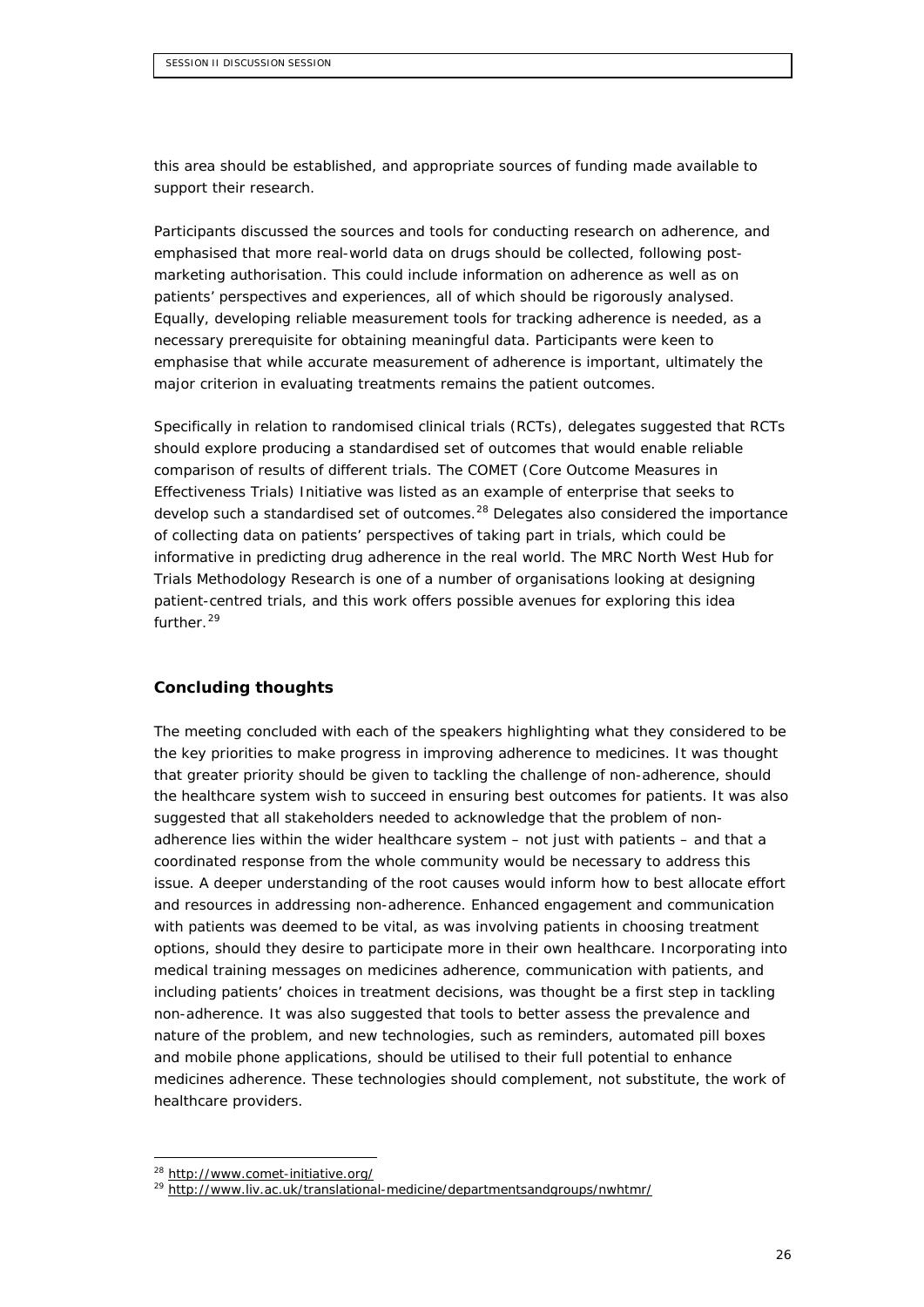this area should be established, and appropriate sources of funding made available to support their research.

Participants discussed the sources and tools for conducting research on adherence, and emphasised that more real-world data on drugs should be collected, following post-marketing authorisation. This could include information on adherence as well as on patients' perspectives and experiences, all of which should be rigorously analysed. Equally, developing reliable measurement tools for tracking adherence is needed, as a necessary prerequisite for obtaining meaningful data. Participants were keen to emphasise that while accurate measurement of adherence is important, ultimately the major criterion in evaluating treatments remains the patient outcomes.

Specifically in relation to randomised clinical trials (RCTs), delegates suggested that RCTs should explore producing a standardised set of outcomes that would enable reliable comparison of results of different trials. The COMET (Core Outcome Measures in Effectiveness Trials) Initiative was listed as an example of enterprise that seeks to develop such a standardised set of outcomes.[28] Delegates also considered the importance of collecting data on patients' perspectives of taking part in trials, which could be informative in predicting drug adherence in the real world. The MRC North West Hub for Trials Methodology Research is one of a number of organisations looking at designing patient-centred trials, and this work offers possible avenues for exploring this idea further.[29]

## Concluding thoughts

The meeting concluded with each of the speakers highlighting what they considered to be the key priorities to make progress in improving adherence to medicines. It was thought that greater priority should be given to tackling the challenge of non-adherence, should the healthcare system wish to succeed in ensuring best outcomes for patients. It was also suggested that all stakeholders needed to acknowledge that the problem of non-adherence lies within the wider healthcare system – not just with patients – and that a coordinated response from the whole community would be necessary to address this issue. A deeper understanding of the root causes would inform how to best allocate effort and resources in addressing non-adherence. Enhanced engagement and communication with patients was deemed to be vital, as was involving patients in choosing treatment options, should they desire to participate more in their own healthcare. Incorporating into medical training messages on medicines adherence, communication with patients, and including patients' choices in treatment decisions, was thought be a first step in tackling non-adherence. It was also suggested that tools to better assess the prevalence and nature of the problem, and new technologies, such as reminders, automated pill boxes and mobile phone applications, should be utilised to their full potential to enhance medicines adherence. These technologies should complement, not substitute, the work of healthcare providers.

---

[28] http://www.comet-initiative.org/

[29] http://www.liv.ac.uk/translational-medicine/departmentsandgroups/nwhtmr/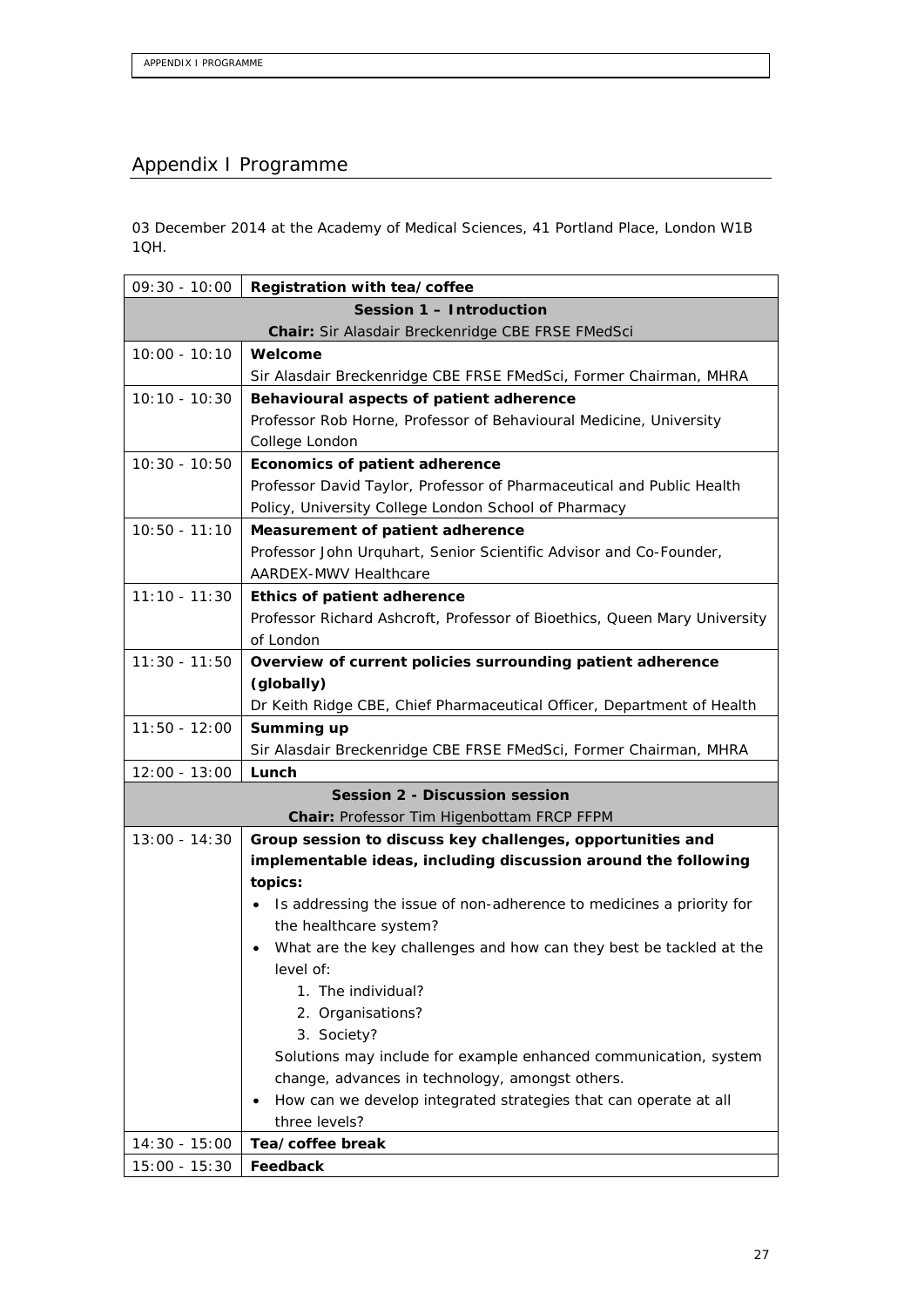# Appendix I Programme

03 December 2014 at the Academy of Medical Sciences, 41 Portland Place, London W1B 1QH.

| Time | Item |
|---|---|
| 09:30 - 10:00 | **Registration with tea/coffee** |
| | **Session 1 – Introduction**<br>**Chair:** Sir Alasdair Breckenridge CBE FRSE FMedSci |
| 10:00 - 10:10 | **Welcome**<br>Sir Alasdair Breckenridge CBE FRSE FMedSci, Former Chairman, MHRA |
| 10:10 - 10:30 | **Behavioural aspects of patient adherence**<br>Professor Rob Horne, Professor of Behavioural Medicine, University College London |
| 10:30 - 10:50 | **Economics of patient adherence**<br>Professor David Taylor, Professor of Pharmaceutical and Public Health Policy, University College London School of Pharmacy |
| 10:50 - 11:10 | **Measurement of patient adherence**<br>Professor John Urquhart, Senior Scientific Advisor and Co-Founder, AARDEX-MWV Healthcare |
| 11:10 - 11:30 | **Ethics of patient adherence**<br>Professor Richard Ashcroft, Professor of Bioethics, Queen Mary University of London |
| 11:30 - 11:50 | **Overview of current policies surrounding patient adherence (globally)**<br>Dr Keith Ridge CBE, Chief Pharmaceutical Officer, Department of Health |
| 11:50 - 12:00 | **Summing up**<br>Sir Alasdair Breckenridge CBE FRSE FMedSci, Former Chairman, MHRA |
| 12:00 - 13:00 | **Lunch** |
| | **Session 2 - Discussion session**<br>**Chair:** Professor Tim Higenbottam FRCP FFPM |
| 13:00 - 14:30 | **Group session to discuss key challenges, opportunities and implementable ideas, including discussion around the following topics:**<br>• Is addressing the issue of non-adherence to medicines a priority for the healthcare system?<br>• What are the key challenges and how can they best be tackled at the level of:<br>1. The individual?<br>2. Organisations?<br>3. Society?<br>Solutions may include for example enhanced communication, system change, advances in technology, amongst others.<br>• How can we develop integrated strategies that can operate at all three levels? |
| 14:30 - 15:00 | **Tea/coffee break** |
| 15:00 - 15:30 | **Feedback** |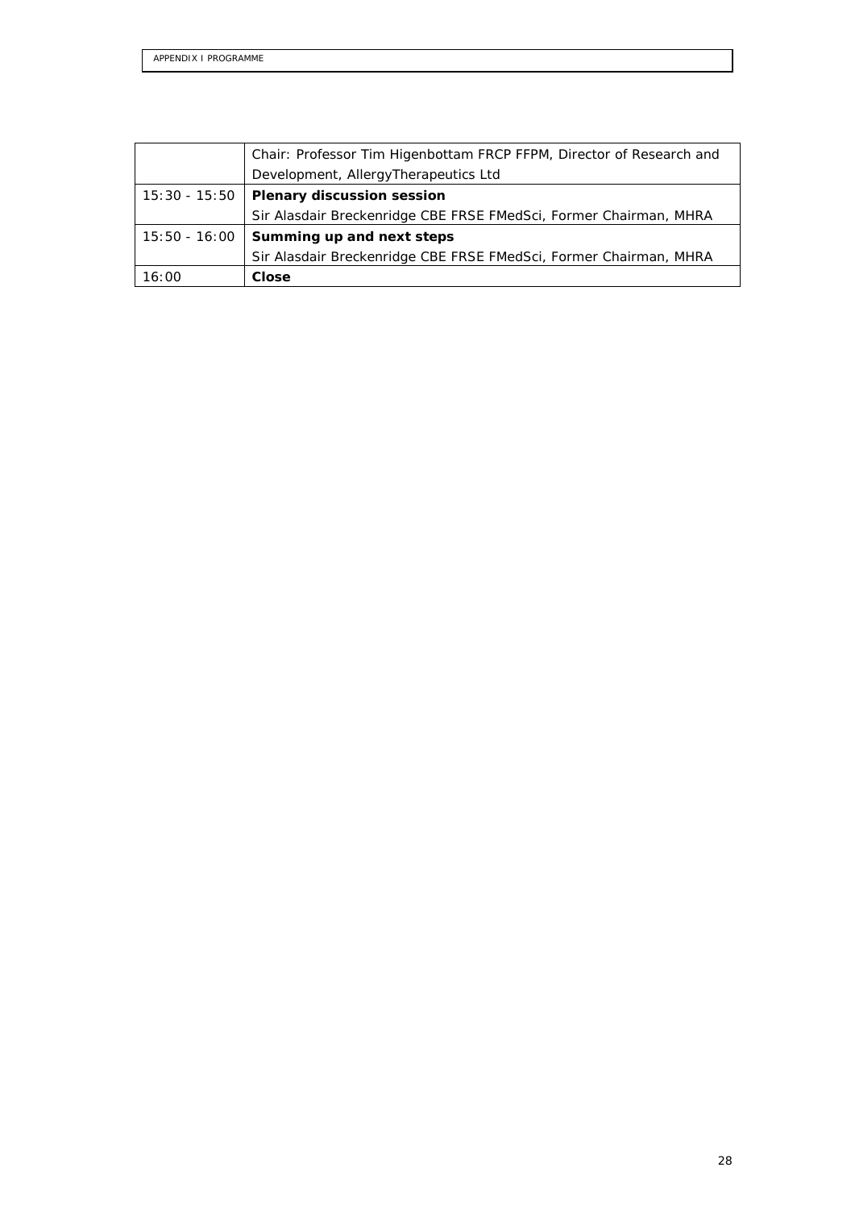|  |  |
|---|---|
|  | Chair: Professor Tim Higenbottam FRCP FFPM, Director of Research and Development, AllergyTherapeutics Ltd |
| 15:30 - 15:50 | **Plenary discussion session**<br>Sir Alasdair Breckenridge CBE FRSE FMedSci, Former Chairman, MHRA |
| 15:50 - 16:00 | **Summing up and next steps**<br>Sir Alasdair Breckenridge CBE FRSE FMedSci, Former Chairman, MHRA |
| 16:00 | **Close** |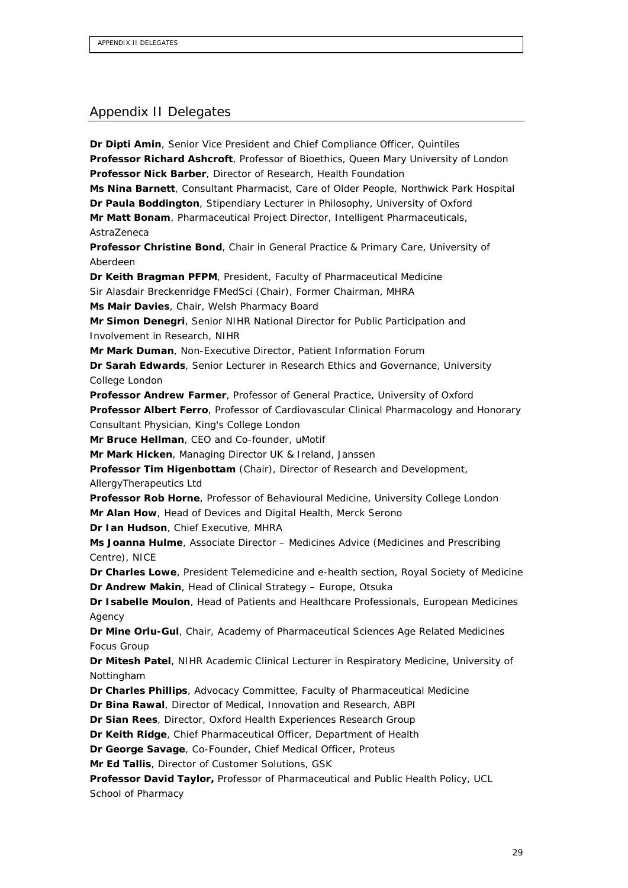## Appendix II Delegates

**Dr Dipti Amin**, Senior Vice President and Chief Compliance Officer, Quintiles
**Professor Richard Ashcroft**, Professor of Bioethics, Queen Mary University of London
**Professor Nick Barber**, Director of Research, Health Foundation
**Ms Nina Barnett**, Consultant Pharmacist, Care of Older People, Northwick Park Hospital
**Dr Paula Boddington**, Stipendiary Lecturer in Philosophy, University of Oxford
**Mr Matt Bonam**, Pharmaceutical Project Director, Intelligent Pharmaceuticals, AstraZeneca
**Professor Christine Bond**, Chair in General Practice & Primary Care, University of Aberdeen
**Dr Keith Bragman PFPM**, President, Faculty of Pharmaceutical Medicine
Sir Alasdair Breckenridge FMedSci (Chair), Former Chairman, MHRA
**Ms Mair Davies**, Chair, Welsh Pharmacy Board
**Mr Simon Denegri**, Senior NIHR National Director for Public Participation and Involvement in Research, NIHR
**Mr Mark Duman**, Non-Executive Director, Patient Information Forum
**Dr Sarah Edwards**, Senior Lecturer in Research Ethics and Governance, University College London
**Professor Andrew Farmer**, Professor of General Practice, University of Oxford
**Professor Albert Ferro**, Professor of Cardiovascular Clinical Pharmacology and Honorary Consultant Physician, King's College London
**Mr Bruce Hellman**, CEO and Co-founder, uMotif
**Mr Mark Hicken**, Managing Director UK & Ireland, Janssen
**Professor Tim Higenbottam** (Chair), Director of Research and Development, AllergyTherapeutics Ltd
**Professor Rob Horne**, Professor of Behavioural Medicine, University College London
**Mr Alan How**, Head of Devices and Digital Health, Merck Serono
**Dr Ian Hudson**, Chief Executive, MHRA
**Ms Joanna Hulme**, Associate Director – Medicines Advice (Medicines and Prescribing Centre), NICE
**Dr Charles Lowe**, President Telemedicine and e-health section, Royal Society of Medicine
**Dr Andrew Makin**, Head of Clinical Strategy – Europe, Otsuka
**Dr Isabelle Moulon**, Head of Patients and Healthcare Professionals, European Medicines Agency
**Dr Mine Orlu-Gul**, Chair, Academy of Pharmaceutical Sciences Age Related Medicines Focus Group
**Dr Mitesh Patel**, NIHR Academic Clinical Lecturer in Respiratory Medicine, University of Nottingham
**Dr Charles Phillips**, Advocacy Committee, Faculty of Pharmaceutical Medicine
**Dr Bina Rawal**, Director of Medical, Innovation and Research, ABPI
**Dr Sian Rees**, Director, Oxford Health Experiences Research Group
**Dr Keith Ridge**, Chief Pharmaceutical Officer, Department of Health
**Dr George Savage**, Co-Founder, Chief Medical Officer, Proteus
**Mr Ed Tallis**, Director of Customer Solutions, GSK
**Professor David Taylor,** Professor of Pharmaceutical and Public Health Policy, UCL School of Pharmacy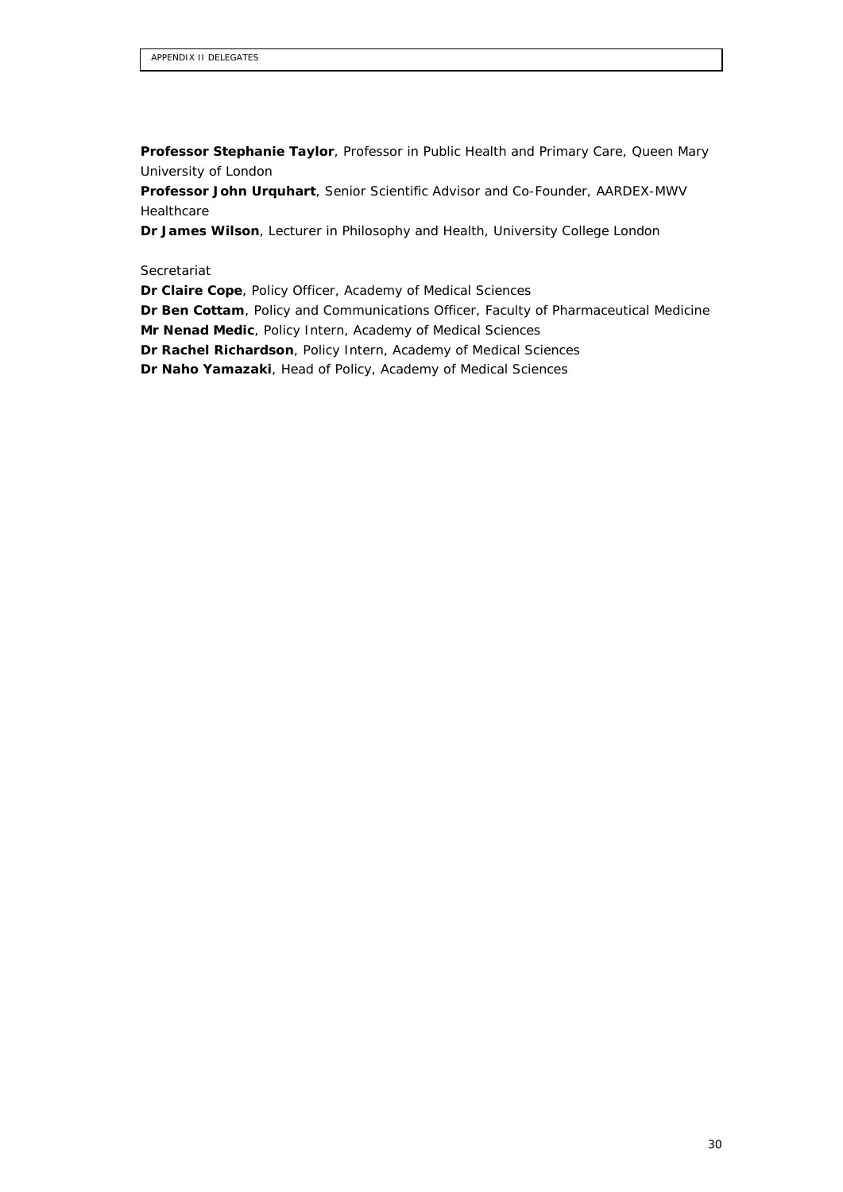**Professor Stephanie Taylor**, Professor in Public Health and Primary Care, Queen Mary University of London

**Professor John Urquhart**, Senior Scientific Advisor and Co-Founder, AARDEX-MWV Healthcare

**Dr James Wilson**, Lecturer in Philosophy and Health, University College London

Secretariat

**Dr Claire Cope**, Policy Officer, Academy of Medical Sciences

**Dr Ben Cottam**, Policy and Communications Officer, Faculty of Pharmaceutical Medicine

**Mr Nenad Medic**, Policy Intern, Academy of Medical Sciences

**Dr Rachel Richardson**, Policy Intern, Academy of Medical Sciences

**Dr Naho Yamazaki**, Head of Policy, Academy of Medical Sciences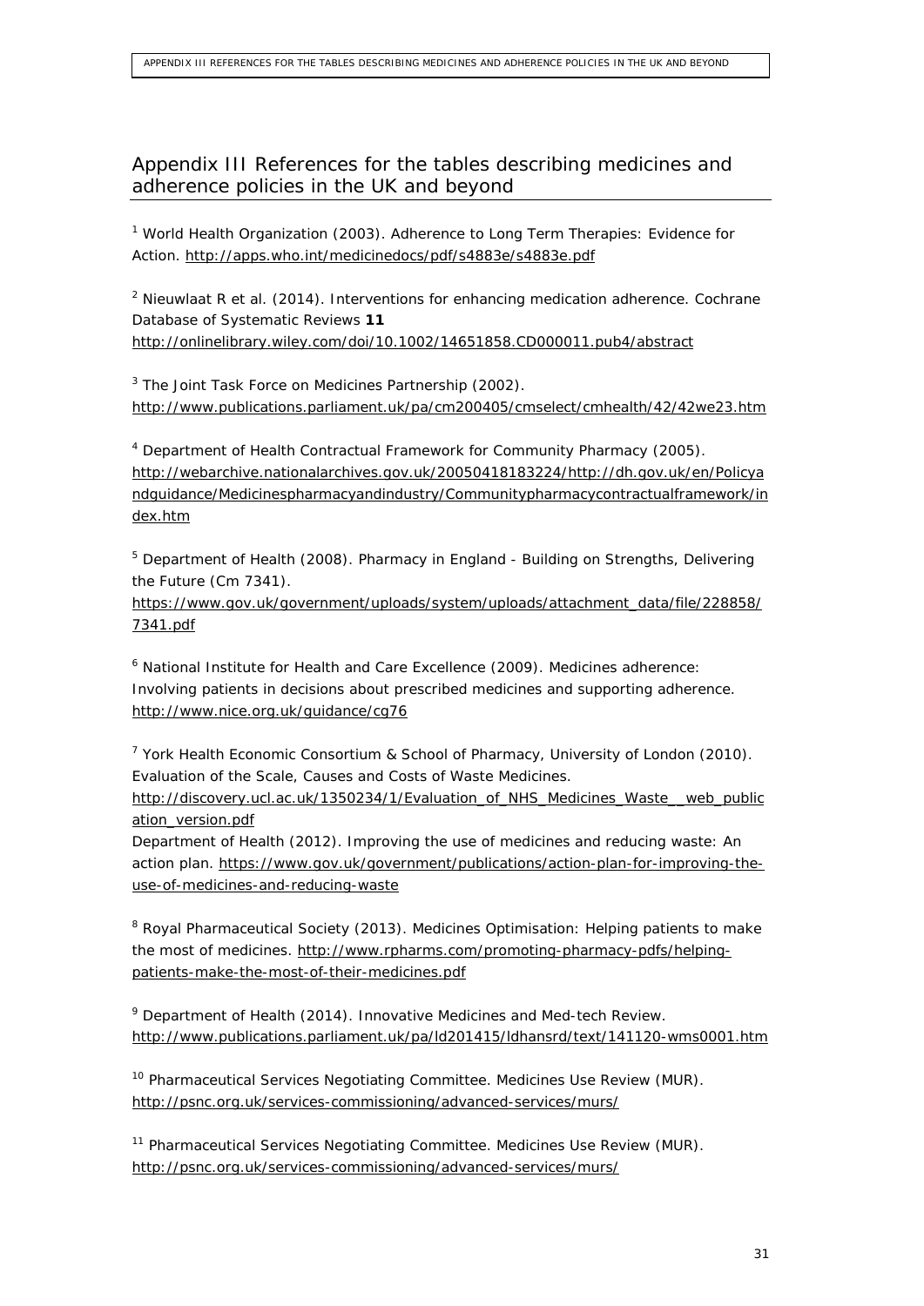# Appendix III References for the tables describing medicines and adherence policies in the UK and beyond

[1] World Health Organization (2003). Adherence to Long Term Therapies: Evidence for Action. http://apps.who.int/medicinedocs/pdf/s4883e/s4883e.pdf

[2] Nieuwlaat R et al. (2014). Interventions for enhancing medication adherence. Cochrane Database of Systematic Reviews **11** http://onlinelibrary.wiley.com/doi/10.1002/14651858.CD000011.pub4/abstract

[3] The Joint Task Force on Medicines Partnership (2002). http://www.publications.parliament.uk/pa/cm200405/cmselect/cmhealth/42/42we23.htm

[4] Department of Health Contractual Framework for Community Pharmacy (2005). http://webarchive.nationalarchives.gov.uk/20050418183224/http://dh.gov.uk/en/Policyandguidance/Medicinespharmacyandindustry/Communitypharmacycontractualframework/index.htm

[5] Department of Health (2008). Pharmacy in England - Building on Strengths, Delivering the Future (Cm 7341). https://www.gov.uk/government/uploads/system/uploads/attachment_data/file/228858/7341.pdf

[6] National Institute for Health and Care Excellence (2009). Medicines adherence: Involving patients in decisions about prescribed medicines and supporting adherence. http://www.nice.org.uk/guidance/cg76

[7] York Health Economic Consortium & School of Pharmacy, University of London (2010). Evaluation of the Scale, Causes and Costs of Waste Medicines. http://discovery.ucl.ac.uk/1350234/1/Evaluation_of_NHS_Medicines_Waste__web_publication_version.pdf
Department of Health (2012). Improving the use of medicines and reducing waste: An action plan. https://www.gov.uk/government/publications/action-plan-for-improving-the-use-of-medicines-and-reducing-waste

[8] Royal Pharmaceutical Society (2013). Medicines Optimisation: Helping patients to make the most of medicines. http://www.rpharms.com/promoting-pharmacy-pdfs/helping-patients-make-the-most-of-their-medicines.pdf

[9] Department of Health (2014). Innovative Medicines and Med-tech Review. http://www.publications.parliament.uk/pa/ld201415/ldhansrd/text/141120-wms0001.htm

[10] Pharmaceutical Services Negotiating Committee. Medicines Use Review (MUR). http://psnc.org.uk/services-commissioning/advanced-services/murs/

[11] Pharmaceutical Services Negotiating Committee. Medicines Use Review (MUR). http://psnc.org.uk/services-commissioning/advanced-services/murs/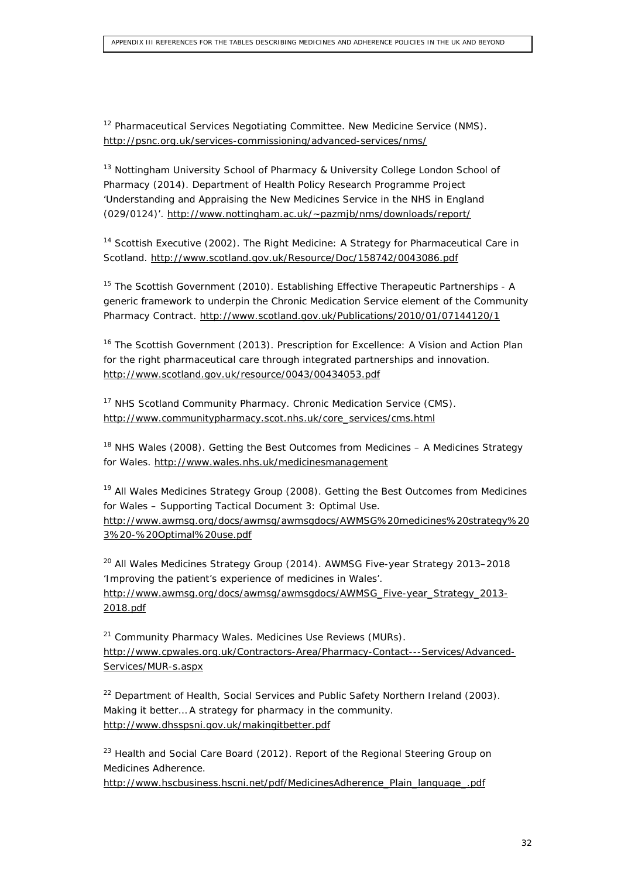[12] Pharmaceutical Services Negotiating Committee. New Medicine Service (NMS). http://psnc.org.uk/services-commissioning/advanced-services/nms/

[13] Nottingham University School of Pharmacy & University College London School of Pharmacy (2014). Department of Health Policy Research Programme Project 'Understanding and Appraising the New Medicines Service in the NHS in England (029/0124)'. http://www.nottingham.ac.uk/~pazmjb/nms/downloads/report/

[14] Scottish Executive (2002). The Right Medicine: A Strategy for Pharmaceutical Care in Scotland. http://www.scotland.gov.uk/Resource/Doc/158742/0043086.pdf

[15] The Scottish Government (2010). Establishing Effective Therapeutic Partnerships - A generic framework to underpin the Chronic Medication Service element of the Community Pharmacy Contract. http://www.scotland.gov.uk/Publications/2010/01/07144120/1

[16] The Scottish Government (2013). Prescription for Excellence: A Vision and Action Plan for the right pharmaceutical care through integrated partnerships and innovation. http://www.scotland.gov.uk/resource/0043/00434053.pdf

[17] NHS Scotland Community Pharmacy. Chronic Medication Service (CMS). http://www.communitypharmacy.scot.nhs.uk/core_services/cms.html

[18] NHS Wales (2008). Getting the Best Outcomes from Medicines – A Medicines Strategy for Wales. http://www.wales.nhs.uk/medicinesmanagement

[19] All Wales Medicines Strategy Group (2008). Getting the Best Outcomes from Medicines for Wales – Supporting Tactical Document 3: Optimal Use. http://www.awmsg.org/docs/awmsg/awmsgdocs/AWMSG%20medicines%20strategy%203%20-%20Optimal%20use.pdf

[20] All Wales Medicines Strategy Group (2014). AWMSG Five-year Strategy 2013–2018 'Improving the patient's experience of medicines in Wales'. http://www.awmsg.org/docs/awmsg/awmsgdocs/AWMSG_Five-year_Strategy_2013-2018.pdf

[21] Community Pharmacy Wales. Medicines Use Reviews (MURs). http://www.cpwales.org.uk/Contractors-Area/Pharmacy-Contact---Services/Advanced-Services/MUR-s.aspx

[22] Department of Health, Social Services and Public Safety Northern Ireland (2003). Making it better… A strategy for pharmacy in the community. http://www.dhsspsni.gov.uk/makingitbetter.pdf

[23] Health and Social Care Board (2012). Report of the Regional Steering Group on Medicines Adherence. http://www.hscbusiness.hscni.net/pdf/MedicinesAdherence_Plain_language_.pdf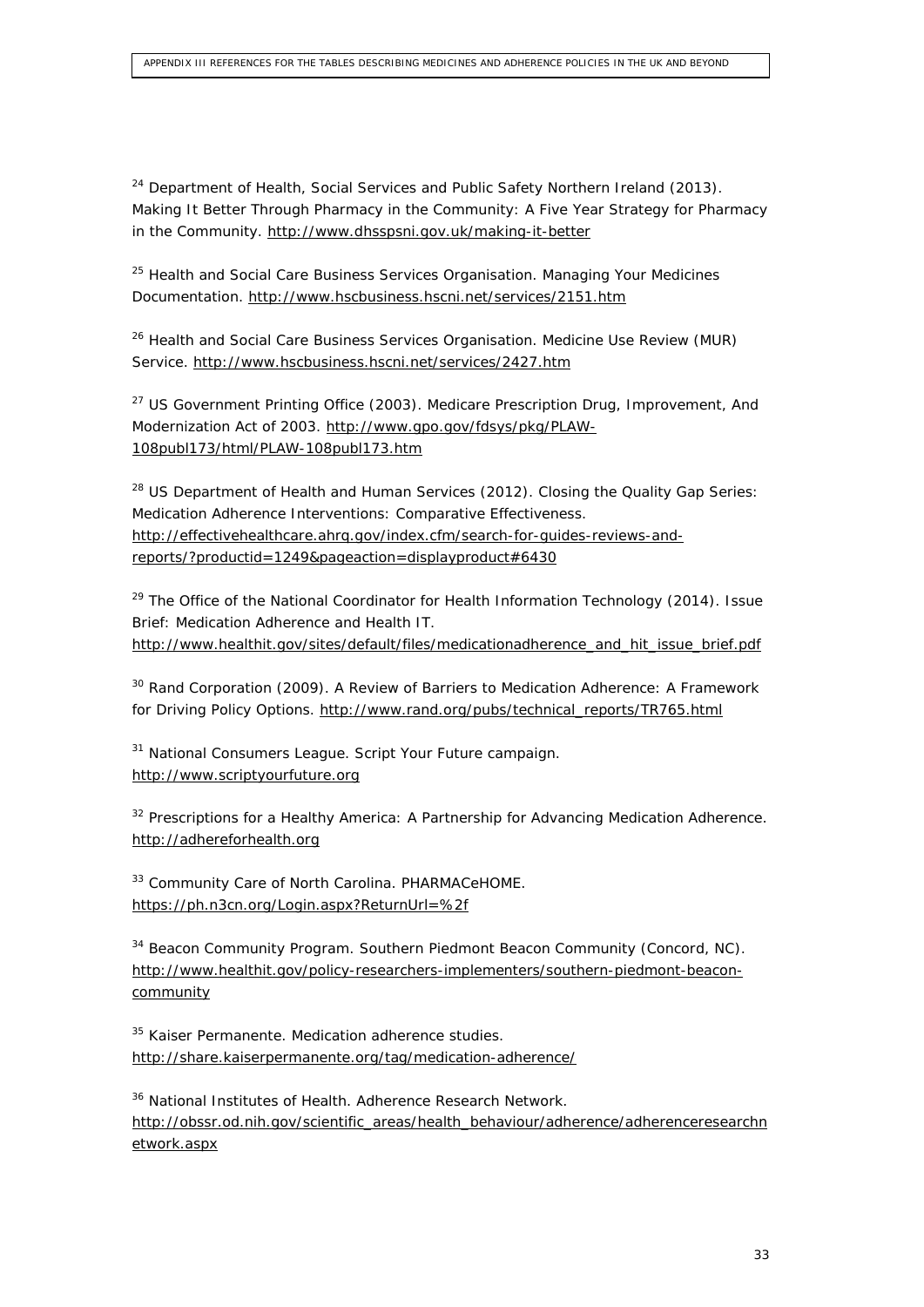[24] Department of Health, Social Services and Public Safety Northern Ireland (2013). *Making It Better Through Pharmacy in the Community: A Five Year Strategy for Pharmacy in the Community*. http://www.dhsspsni.gov.uk/making-it-better

[25] Health and Social Care Business Services Organisation. Managing Your Medicines Documentation. http://www.hscbusiness.hscni.net/services/2151.htm

[26] Health and Social Care Business Services Organisation. Medicine Use Review (MUR) Service. http://www.hscbusiness.hscni.net/services/2427.htm

[27] US Government Printing Office (2003). Medicare Prescription Drug, Improvement, And Modernization Act of 2003. http://www.gpo.gov/fdsys/pkg/PLAW-108publ173/html/PLAW-108publ173.htm

[28] US Department of Health and Human Services (2012). *Closing the Quality Gap Series: Medication Adherence Interventions: Comparative Effectiveness*. http://effectivehealthcare.ahrq.gov/index.cfm/search-for-guides-reviews-and-reports/?productid=1249&pageaction=displayproduct#6430

[29] The Office of the National Coordinator for Health Information Technology (2014). *Issue Brief: Medication Adherence and Health IT*. http://www.healthit.gov/sites/default/files/medicationadherence_and_hit_issue_brief.pdf

[30] Rand Corporation (2009). *A Review of Barriers to Medication Adherence: A Framework for Driving Policy Options*. http://www.rand.org/pubs/technical_reports/TR765.html

[31] National Consumers League. Script Your Future campaign. http://www.scriptyourfuture.org

[32] Prescriptions for a Healthy America: A Partnership for Advancing Medication Adherence. http://adhereforhealth.org

[33] Community Care of North Carolina. PHARMACeHOME. https://ph.n3cn.org/Login.aspx?ReturnUrl=%2f

[34] Beacon Community Program. Southern Piedmont Beacon Community (Concord, NC). http://www.healthit.gov/policy-researchers-implementers/southern-piedmont-beacon-community

[35] Kaiser Permanente. Medication adherence studies. http://share.kaiserpermanente.org/tag/medication-adherence/

[36] National Institutes of Health. Adherence Research Network. http://obssr.od.nih.gov/scientific_areas/health_behaviour/adherence/adherenceresearchnetwork.aspx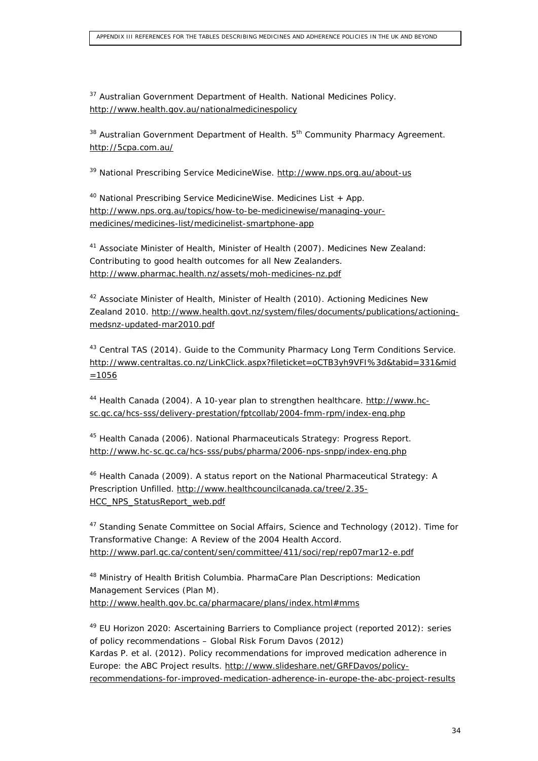[37] Australian Government Department of Health. National Medicines Policy. http://www.health.gov.au/nationalmedicinespolicy

[38] Australian Government Department of Health. 5th Community Pharmacy Agreement. http://5cpa.com.au/

[39] National Prescribing Service MedicineWise. http://www.nps.org.au/about-us

[40] National Prescribing Service MedicineWise. Medicines List + App. http://www.nps.org.au/topics/how-to-be-medicinewise/managing-your-medicines/medicines-list/medicinelist-smartphone-app

[41] Associate Minister of Health, Minister of Health (2007). Medicines New Zealand: Contributing to good health outcomes for all New Zealanders. http://www.pharmac.health.nz/assets/moh-medicines-nz.pdf

[42] Associate Minister of Health, Minister of Health (2010). Actioning Medicines New Zealand 2010. http://www.health.govt.nz/system/files/documents/publications/actioning-medsnz-updated-mar2010.pdf

[43] Central TAS (2014). Guide to the Community Pharmacy Long Term Conditions Service. http://www.centraltas.co.nz/LinkClick.aspx?fileticket=oCTB3yh9VFI%3d&tabid=331&mid=1056

[44] Health Canada (2004). A 10-year plan to strengthen healthcare. http://www.hc-sc.gc.ca/hcs-sss/delivery-prestation/fptcollab/2004-fmm-rpm/index-eng.php

[45] Health Canada (2006). National Pharmaceuticals Strategy: Progress Report. http://www.hc-sc.gc.ca/hcs-sss/pubs/pharma/2006-nps-snpp/index-eng.php

[46] Health Canada (2009). A status report on the National Pharmaceutical Strategy: A Prescription Unfilled. http://www.healthcouncilcanada.ca/tree/2.35-HCC_NPS_StatusReport_web.pdf

[47] Standing Senate Committee on Social Affairs, Science and Technology (2012). Time for Transformative Change: A Review of the 2004 Health Accord. http://www.parl.gc.ca/content/sen/committee/411/soci/rep/rep07mar12-e.pdf

[48] Ministry of Health British Columbia. PharmaCare Plan Descriptions: Medication Management Services (Plan M). http://www.health.gov.bc.ca/pharmacare/plans/index.html#mms

[49] EU Horizon 2020: Ascertaining Barriers to Compliance project (reported 2012): series of policy recommendations – Global Risk Forum Davos (2012)
Kardas P. et al. (2012). Policy recommendations for improved medication adherence in Europe: the ABC Project results. http://www.slideshare.net/GRFDavos/policy-recommendations-for-improved-medication-adherence-in-europe-the-abc-project-results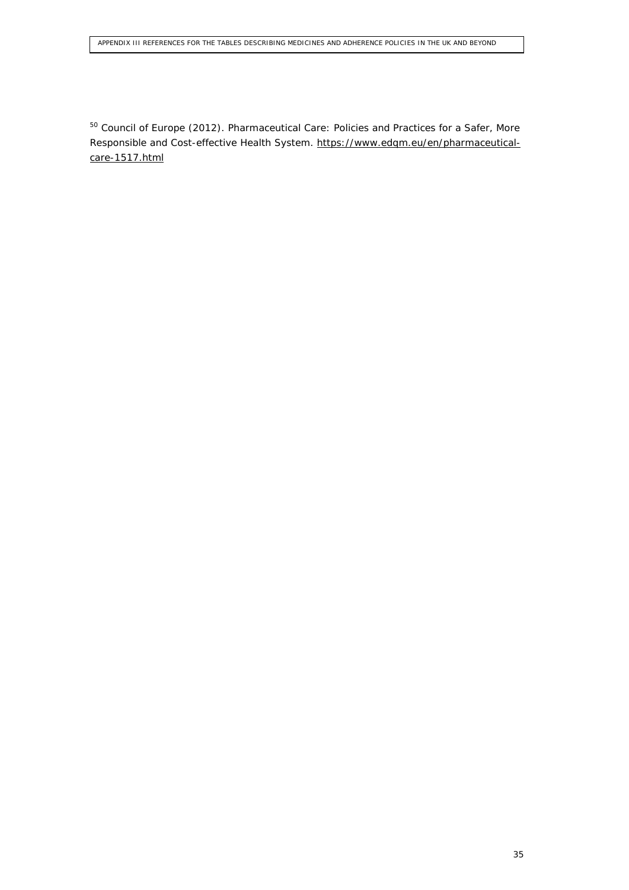[50] Council of Europe (2012). Pharmaceutical Care: Policies and Practices for a Safer, More Responsible and Cost-effective Health System. https://www.edqm.eu/en/pharmaceutical-care-1517.html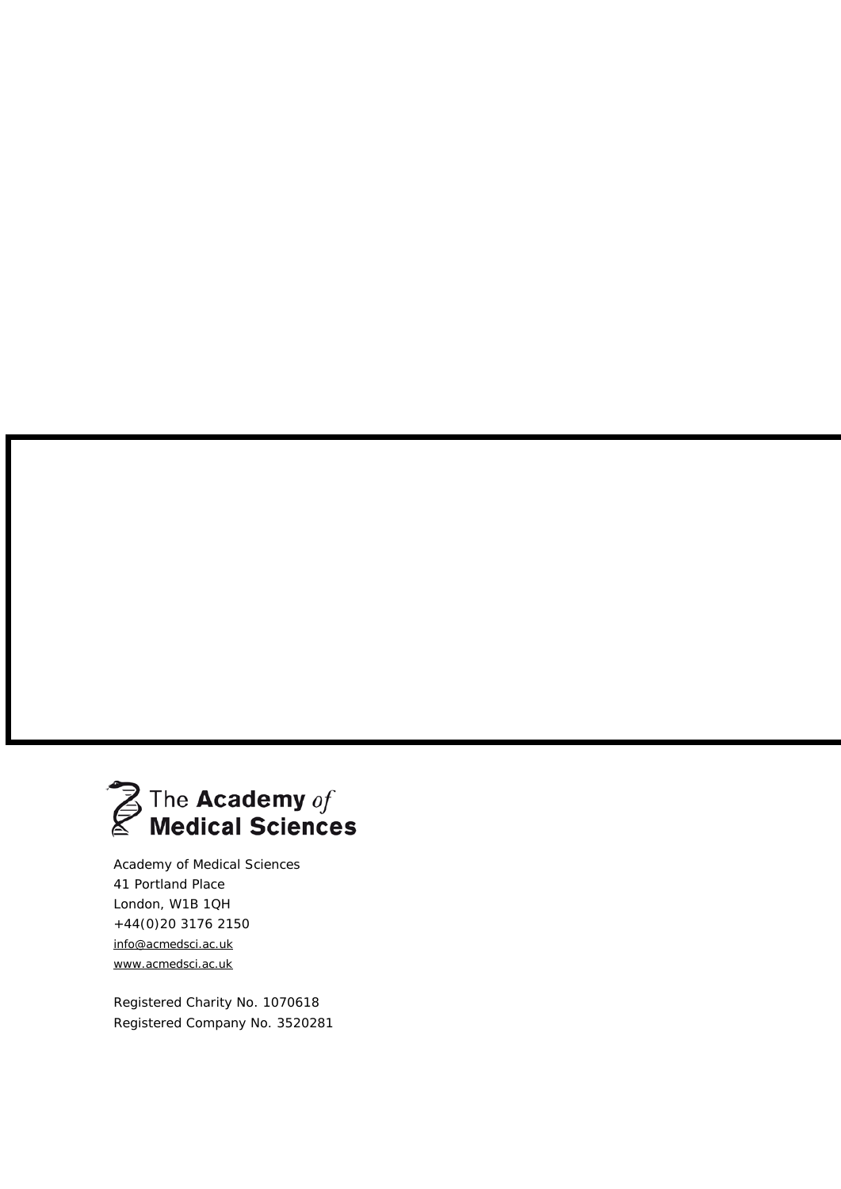The Academy *of* **Medical Sciences**

Academy of Medical Sciences
41 Portland Place
London, W1B 1QH
+44(0)20 3176 2150
info@acmedsci.ac.uk
www.acmedsci.ac.uk

Registered Charity No. 1070618
Registered Company No. 3520281